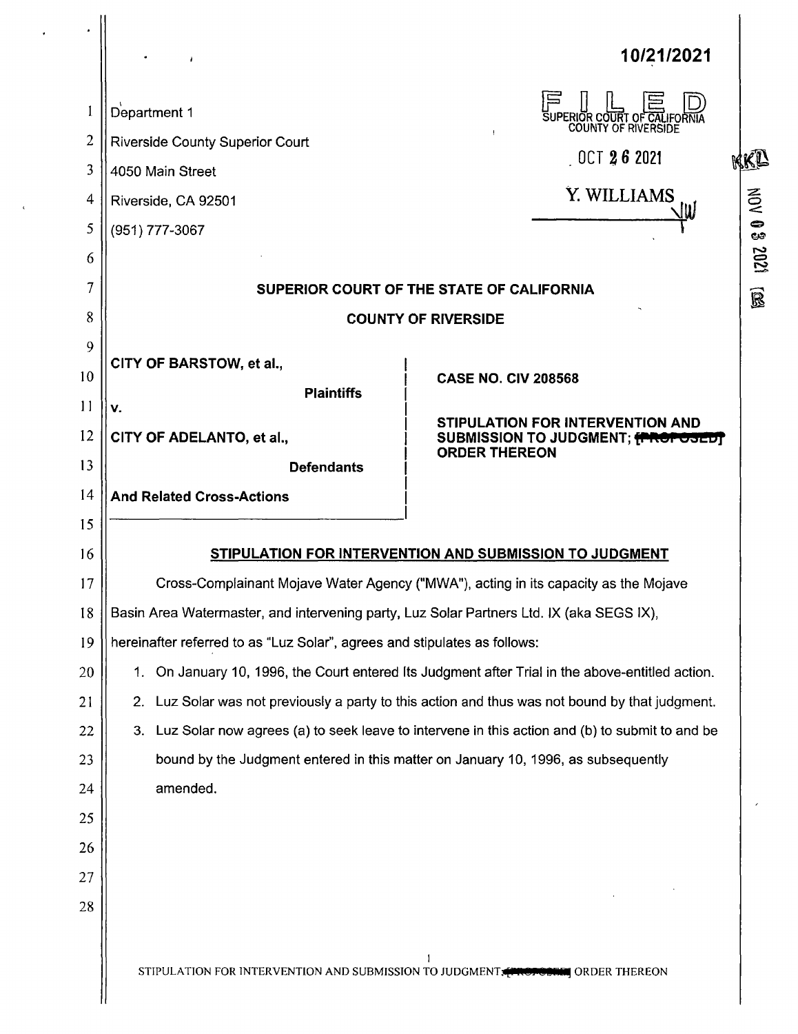10/21/2021

Department 1
Riverside County Superior Court
4050 Main Street
Riverside, CA 92501
(951) 777-3067

FILED
SUPERIOR COURT OF CALIFORNIA
COUNTY OF RIVERSIDE
OCT 26 2021
Y. WILLIAMS

**SUPERIOR COURT OF THE STATE OF CALIFORNIA**

**COUNTY OF RIVERSIDE**

| | |
|---|---|
| **CITY OF BARSTOW, et al.,** **Plaintiffs** v. **CITY OF ADELANTO, et al.,** **Defendants** **And Related Cross-Actions** | **CASE NO. CIV 208568** **STIPULATION FOR INTERVENTION AND SUBMISSION TO JUDGMENT; ~~[PROPOSED]~~ ORDER THEREON** |

## STIPULATION FOR INTERVENTION AND SUBMISSION TO JUDGMENT

Cross-Complainant Mojave Water Agency ("MWA"), acting in its capacity as the Mojave Basin Area Watermaster, and intervening party, Luz Solar Partners Ltd. IX (aka SEGS IX), hereinafter referred to as "Luz Solar", agrees and stipulates as follows:

1. On January 10, 1996, the Court entered Its Judgment after Trial in the above-entitled action.
2. Luz Solar was not previously a party to this action and thus was not bound by that judgment.
3. Luz Solar now agrees (a) to seek leave to intervene in this action and (b) to submit to and be bound by the Judgment entered in this matter on January 10, 1996, as subsequently amended.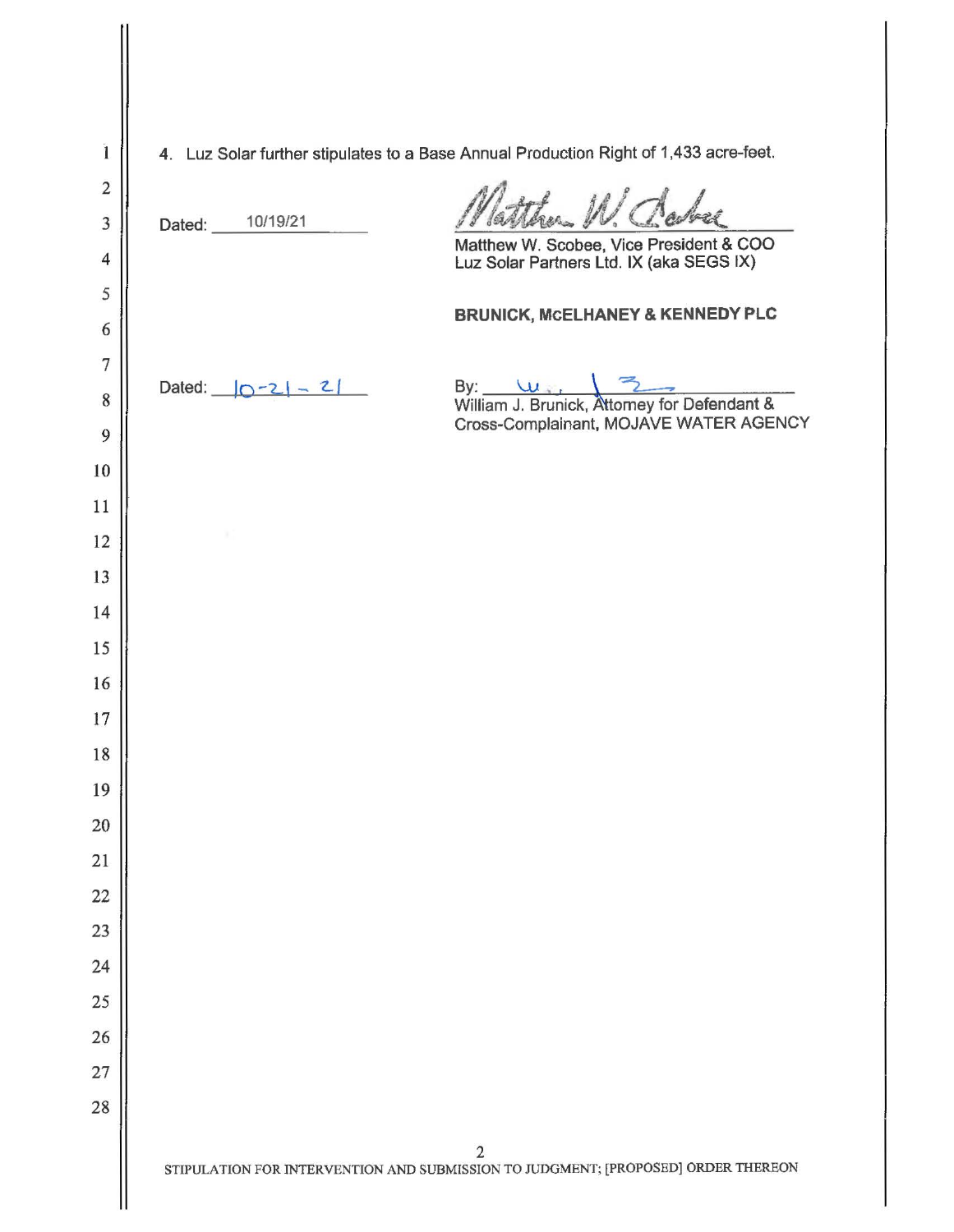4. Luz Solar further stipulates to a Base Annual Production Right of 1,433 acre-feet.

Dated: 10/19/21

Matthew W. Scobee, Vice President & COO
Luz Solar Partners Ltd. IX (aka SEGS IX)

**BRUNICK, McELHANEY & KENNEDY PLC**

Dated: 10-21-21

By: ______________________
William J. Brunick, Attorney for Defendant & Cross-Complainant, MOJAVE WATER AGENCY

STIPULATION FOR INTERVENTION AND SUBMISSION TO JUDGMENT; [PROPOSED] ORDER THEREON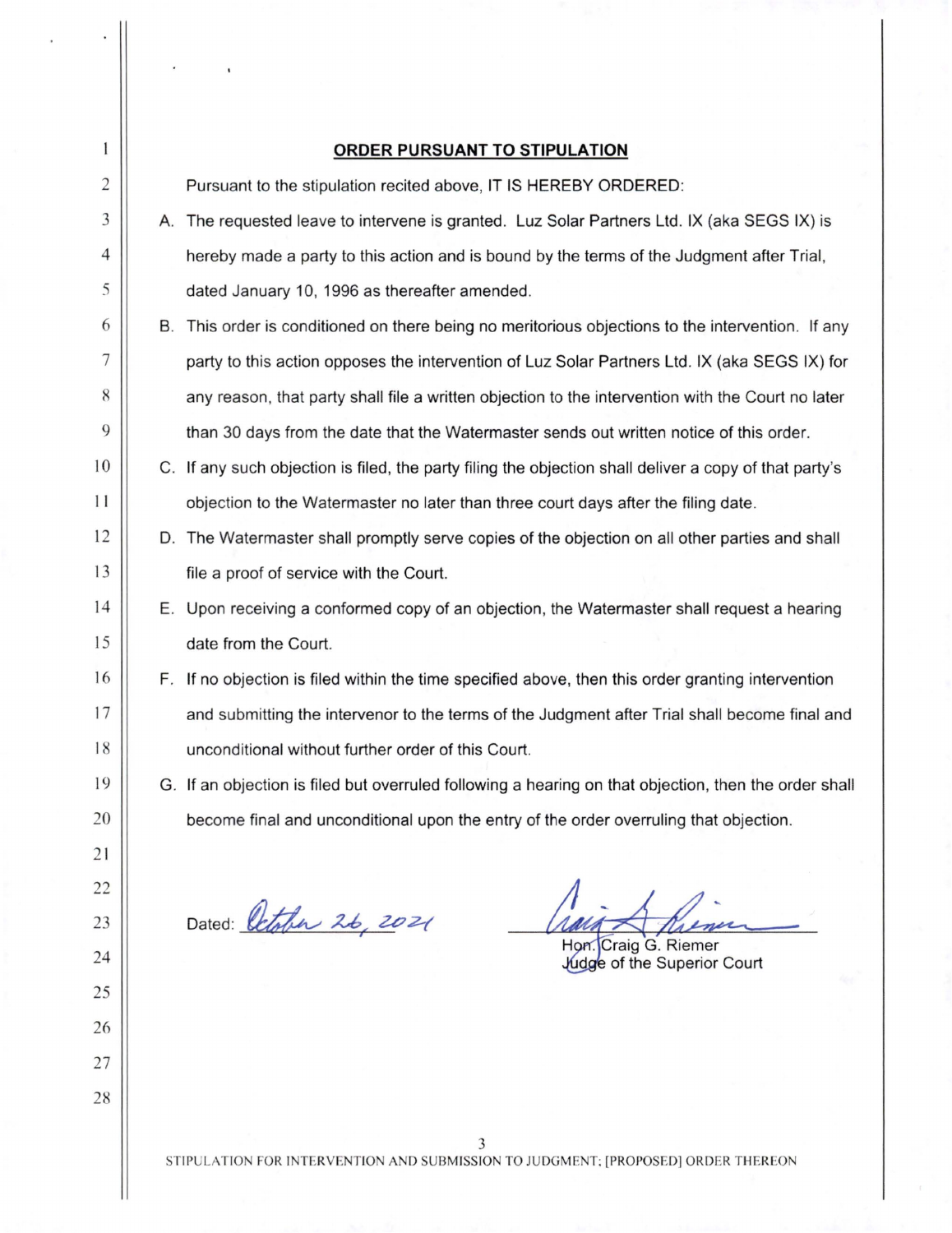## ORDER PURSUANT TO STIPULATION

Pursuant to the stipulation recited above, IT IS HEREBY ORDERED:

A. The requested leave to intervene is granted. Luz Solar Partners Ltd. IX (aka SEGS IX) is hereby made a party to this action and is bound by the terms of the Judgment after Trial, dated January 10, 1996 as thereafter amended.

B. This order is conditioned on there being no meritorious objections to the intervention. If any party to this action opposes the intervention of Luz Solar Partners Ltd. IX (aka SEGS IX) for any reason, that party shall file a written objection to the intervention with the Court no later than 30 days from the date that the Watermaster sends out written notice of this order.

C. If any such objection is filed, the party filing the objection shall deliver a copy of that party's objection to the Watermaster no later than three court days after the filing date.

D. The Watermaster shall promptly serve copies of the objection on all other parties and shall file a proof of service with the Court.

E. Upon receiving a conformed copy of an objection, the Watermaster shall request a hearing date from the Court.

F. If no objection is filed within the time specified above, then this order granting intervention and submitting the intervenor to the terms of the Judgment after Trial shall become final and unconditional without further order of this Court.

G. If an objection is filed but overruled following a hearing on that objection, then the order shall become final and unconditional upon the entry of the order overruling that objection.

Dated: October 26, 2021

Hon. Craig G. Riemer
Judge of the Superior Court

STIPULATION FOR INTERVENTION AND SUBMISSION TO JUDGMENT; [PROPOSED] ORDER THEREON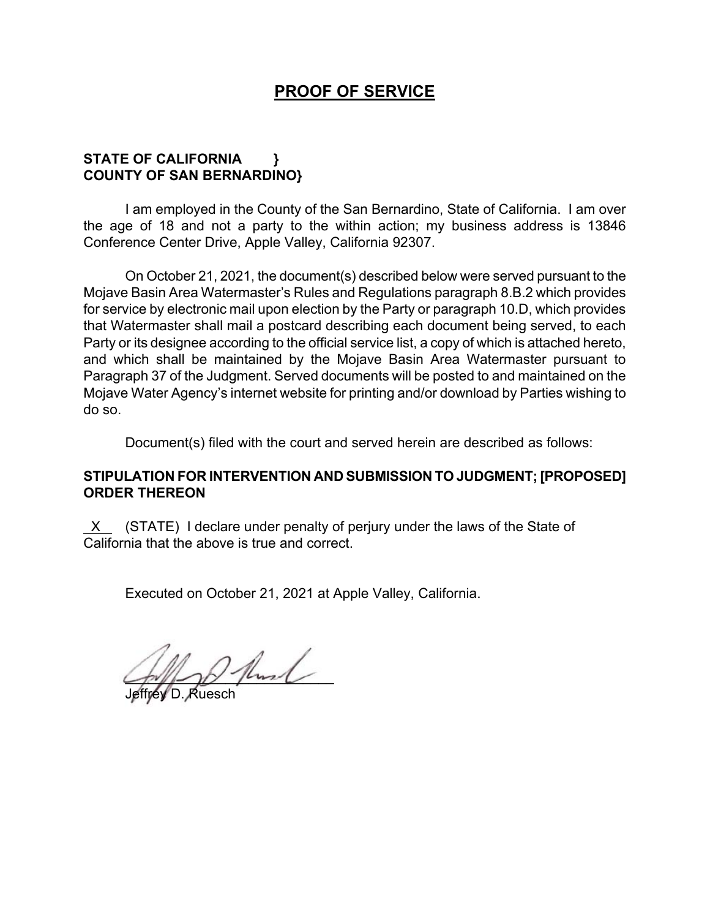# PROOF OF SERVICE

**STATE OF CALIFORNIA }**
**COUNTY OF SAN BERNARDINO}**

I am employed in the County of the San Bernardino, State of California. I am over the age of 18 and not a party to the within action; my business address is 13846 Conference Center Drive, Apple Valley, California 92307.

On October 21, 2021, the document(s) described below were served pursuant to the Mojave Basin Area Watermaster's Rules and Regulations paragraph 8.B.2 which provides for service by electronic mail upon election by the Party or paragraph 10.D, which provides that Watermaster shall mail a postcard describing each document being served, to each Party or its designee according to the official service list, a copy of which is attached hereto, and which shall be maintained by the Mojave Basin Area Watermaster pursuant to Paragraph 37 of the Judgment. Served documents will be posted to and maintained on the Mojave Water Agency's internet website for printing and/or download by Parties wishing to do so.

Document(s) filed with the court and served herein are described as follows:

**STIPULATION FOR INTERVENTION AND SUBMISSION TO JUDGMENT; [PROPOSED] ORDER THEREON**

X (STATE) I declare under penalty of perjury under the laws of the State of California that the above is true and correct.

Executed on October 21, 2021 at Apple Valley, California.

Jeffrey D. Ruesch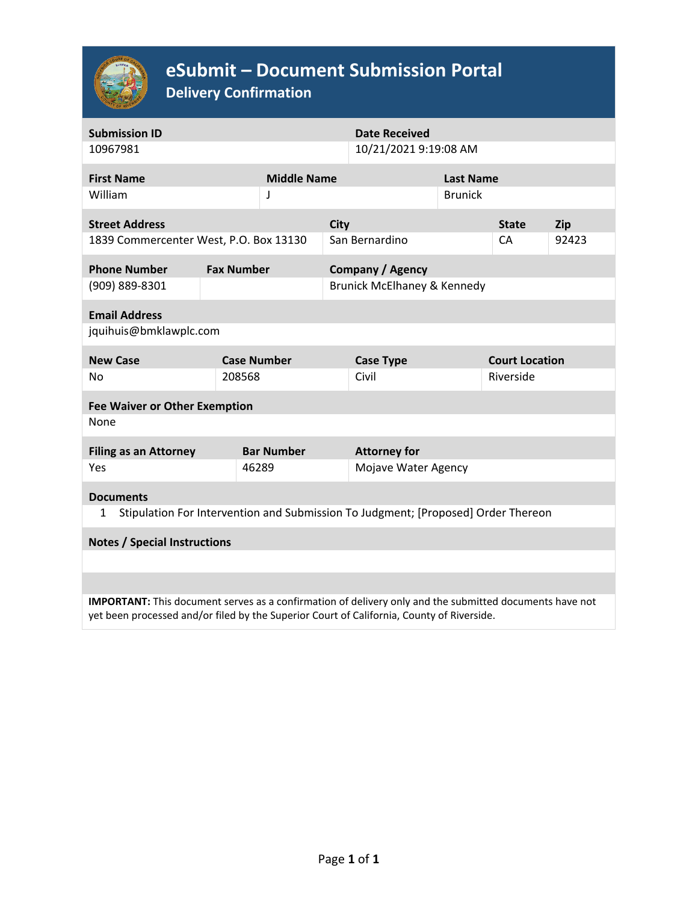# eSubmit – Document Submission Portal

## Delivery Confirmation

| Submission ID | Date Received |
|---|---|
| 10967981 | 10/21/2021 9:19:08 AM |

| First Name | Middle Name | Last Name |
|---|---|---|
| William | J | Brunick |

| Street Address | City | State | Zip |
|---|---|---|---|
| 1839 Commercenter West, P.O. Box 13130 | San Bernardino | CA | 92423 |

| Phone Number | Fax Number | Company / Agency |
|---|---|---|
| (909) 889-8301 | | Brunick McElhaney & Kennedy |

| Email Address |
|---|
| jquihuis@bmklawplc.com |

| New Case | Case Number | Case Type | Court Location |
|---|---|---|---|
| No | 208568 | Civil | Riverside |

| Fee Waiver or Other Exemption |
|---|
| None |

| Filing as an Attorney | Bar Number | Attorney for |
|---|---|---|
| Yes | 46289 | Mojave Water Agency |

**Documents**

1. Stipulation For Intervention and Submission To Judgment; [Proposed] Order Thereon

**Notes / Special Instructions**

**IMPORTANT:** This document serves as a confirmation of delivery only and the submitted documents have not yet been processed and/or filed by the Superior Court of California, County of Riverside.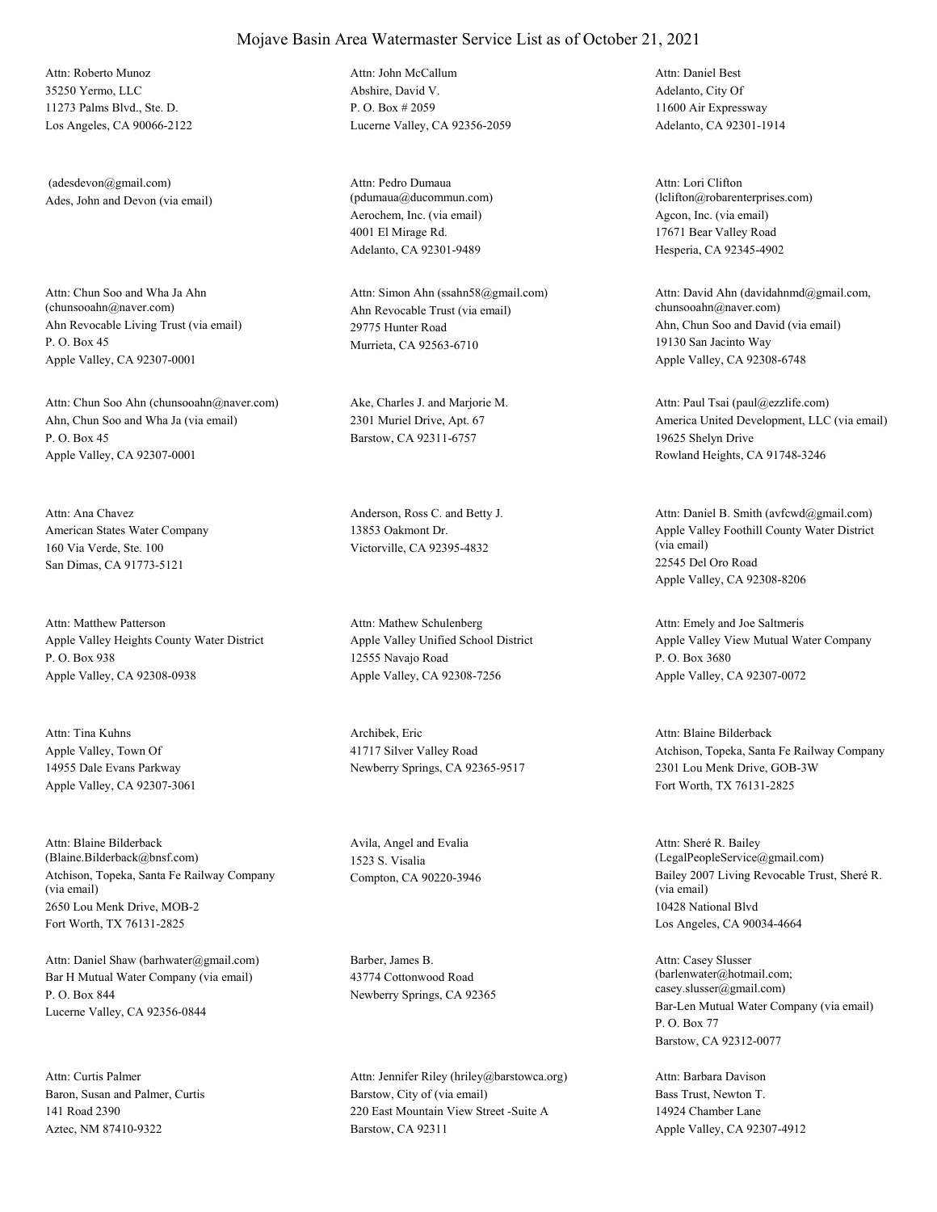# Mojave Basin Area Watermaster Service List as of October 21, 2021

Attn: Roberto Munoz
35250 Yermo, LLC
11273 Palms Blvd., Ste. D.
Los Angeles, CA 90066-2122

Attn: John McCallum
Abshire, David V.
P. O. Box # 2059
Lucerne Valley, CA 92356-2059

Attn: Daniel Best
Adelanto, City Of
11600 Air Expressway
Adelanto, CA 92301-1914

(adesdevon@gmail.com)
Ades, John and Devon (via email)

Attn: Pedro Dumaua
(pdumaua@ducommun.com)
Aerochem, Inc. (via email)
4001 El Mirage Rd.
Adelanto, CA 92301-9489

Attn: Lori Clifton
(lclifton@robarenterprises.com)
Agcon, Inc. (via email)
17671 Bear Valley Road
Hesperia, CA 92345-4902

Attn: Chun Soo and Wha Ja Ahn
(chunsooahn@naver.com)
Ahn Revocable Living Trust (via email)
P. O. Box 45
Apple Valley, CA 92307-0001

Attn: Simon Ahn (ssahn58@gmail.com)
Ahn Revocable Trust (via email)
29775 Hunter Road
Murrieta, CA 92563-6710

Attn: David Ahn (davidahnmd@gmail.com,
chunsooahn@naver.com)
Ahn, Chun Soo and David (via email)
19130 San Jacinto Way
Apple Valley, CA 92308-6748

Attn: Chun Soo Ahn (chunsooahn@naver.com)
Ahn, Chun Soo and Wha Ja (via email)
P. O. Box 45
Apple Valley, CA 92307-0001

Ake, Charles J. and Marjorie M.
2301 Muriel Drive, Apt. 67
Barstow, CA 92311-6757

Attn: Paul Tsai (paul@ezzlife.com)
America United Development, LLC (via email)
19625 Shelyn Drive
Rowland Heights, CA 91748-3246

Attn: Ana Chavez
American States Water Company
160 Via Verde, Ste. 100
San Dimas, CA 91773-5121

Anderson, Ross C. and Betty J.
13853 Oakmont Dr.
Victorville, CA 92395-4832

Attn: Daniel B. Smith (avfcwd@gmail.com)
Apple Valley Foothill County Water District
(via email)
22545 Del Oro Road
Apple Valley, CA 92308-8206

Attn: Matthew Patterson
Apple Valley Heights County Water District
P. O. Box 938
Apple Valley, CA 92308-0938

Attn: Mathew Schulenberg
Apple Valley Unified School District
12555 Navajo Road
Apple Valley, CA 92308-7256

Attn: Emely and Joe Saltmeris
Apple Valley View Mutual Water Company
P. O. Box 3680
Apple Valley, CA 92307-0072

Attn: Tina Kuhns
Apple Valley, Town Of
14955 Dale Evans Parkway
Apple Valley, CA 92307-3061

Archibek, Eric
41717 Silver Valley Road
Newberry Springs, CA 92365-9517

Attn: Blaine Bilderback
Atchison, Topeka, Santa Fe Railway Company
2301 Lou Menk Drive, GOB-3W
Fort Worth, TX 76131-2825

Attn: Blaine Bilderback
(Blaine.Bilderback@bnsf.com)
Atchison, Topeka, Santa Fe Railway Company
(via email)
2650 Lou Menk Drive, MOB-2
Fort Worth, TX 76131-2825

Avila, Angel and Evalia
1523 S. Visalia
Compton, CA 90220-3946

Attn: Sheré R. Bailey
(LegalPeopleService@gmail.com)
Bailey 2007 Living Revocable Trust, Sheré R.
(via email)
10428 National Blvd
Los Angeles, CA 90034-4664

Attn: Daniel Shaw (barhwater@gmail.com)
Bar H Mutual Water Company (via email)
P. O. Box 844
Lucerne Valley, CA 92356-0844

Barber, James B.
43774 Cottonwood Road
Newberry Springs, CA 92365

Attn: Casey Slusser
(barlenwater@hotmail.com;
casey.slusser@gmail.com)
Bar-Len Mutual Water Company (via email)
P. O. Box 77
Barstow, CA 92312-0077

Attn: Curtis Palmer
Baron, Susan and Palmer, Curtis
141 Road 2390
Aztec, NM 87410-9322

Attn: Jennifer Riley (hriley@barstowca.org)
Barstow, City of (via email)
220 East Mountain View Street -Suite A
Barstow, CA 92311

Attn: Barbara Davison
Bass Trust, Newton T.
14924 Chamber Lane
Apple Valley, CA 92307-4912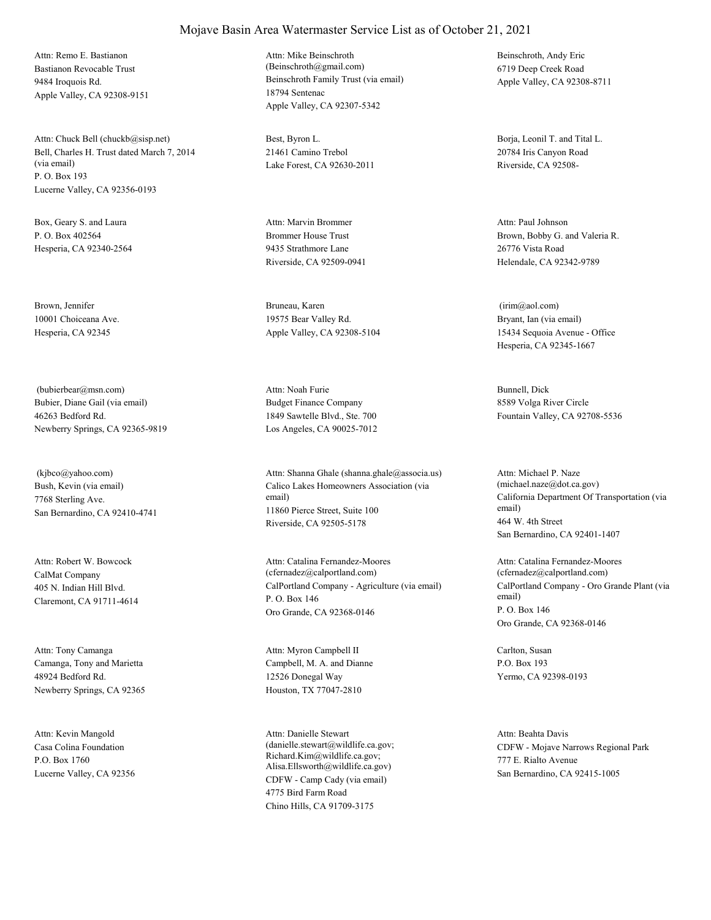# Mojave Basin Area Watermaster Service List as of October 21, 2021

Attn: Remo E. Bastianon
Bastianon Revocable Trust
9484 Iroquois Rd.
Apple Valley, CA 92308-9151

Attn: Mike Beinschroth
(Beinschroth@gmail.com)
Beinschroth Family Trust (via email)
18794 Sentenac
Apple Valley, CA 92307-5342

Beinschroth, Andy Eric
6719 Deep Creek Road
Apple Valley, CA 92308-8711

Attn: Chuck Bell (chuckb@sisp.net)
Bell, Charles H. Trust dated March 7, 2014 (via email)
P. O. Box 193
Lucerne Valley, CA 92356-0193

Best, Byron L.
21461 Camino Trebol
Lake Forest, CA 92630-2011

Borja, Leonil T. and Tital L.
20784 Iris Canyon Road
Riverside, CA 92508-

Box, Geary S. and Laura
P. O. Box 402564
Hesperia, CA 92340-2564

Attn: Marvin Brommer
Brommer House Trust
9435 Strathmore Lane
Riverside, CA 92509-0941

Attn: Paul Johnson
Brown, Bobby G. and Valeria R.
26776 Vista Road
Helendale, CA 92342-9789

Brown, Jennifer
10001 Choiceana Ave.
Hesperia, CA 92345

Bruneau, Karen
19575 Bear Valley Rd.
Apple Valley, CA 92308-5104

(irim@aol.com)
Bryant, Ian (via email)
15434 Sequoia Avenue - Office
Hesperia, CA 92345-1667

(bubierbear@msn.com)
Bubier, Diane Gail (via email)
46263 Bedford Rd.
Newberry Springs, CA 92365-9819

Attn: Noah Furie
Budget Finance Company
1849 Sawtelle Blvd., Ste. 700
Los Angeles, CA 90025-7012

Bunnell, Dick
8589 Volga River Circle
Fountain Valley, CA 92708-5536

(kjbco@yahoo.com)
Bush, Kevin (via email)
7768 Sterling Ave.
San Bernardino, CA 92410-4741

Attn: Shanna Ghale (shanna.ghale@associa.us)
Calico Lakes Homeowners Association (via email)
11860 Pierce Street, Suite 100
Riverside, CA 92505-5178

Attn: Michael P. Naze
(michael.naze@dot.ca.gov)
California Department Of Transportation (via email)
464 W. 4th Street
San Bernardino, CA 92401-1407

Attn: Robert W. Bowcock
CalMat Company
405 N. Indian Hill Blvd.
Claremont, CA 91711-4614

Attn: Catalina Fernandez-Moores
(cfernadez@calportland.com)
CalPortland Company - Agriculture (via email)
P. O. Box 146
Oro Grande, CA 92368-0146

Attn: Catalina Fernandez-Moores
(cfernadez@calportland.com)
CalPortland Company - Oro Grande Plant (via email)
P. O. Box 146
Oro Grande, CA 92368-0146

Attn: Tony Camanga
Camanga, Tony and Marietta
48924 Bedford Rd.
Newberry Springs, CA 92365

Attn: Myron Campbell II
Campbell, M. A. and Dianne
12526 Donegal Way
Houston, TX 77047-2810

Carlton, Susan
P.O. Box 193
Yermo, CA 92398-0193

Attn: Kevin Mangold
Casa Colina Foundation
P.O. Box 1760
Lucerne Valley, CA 92356

Attn: Danielle Stewart
(danielle.stewart@wildlife.ca.gov;
Richard.Kim@wildlife.ca.gov;
Alisa.Ellsworth@wildlife.ca.gov)
CDFW - Camp Cady (via email)
4775 Bird Farm Road
Chino Hills, CA 91709-3175

Attn: Beahta Davis
CDFW - Mojave Narrows Regional Park
777 E. Rialto Avenue
San Bernardino, CA 92415-1005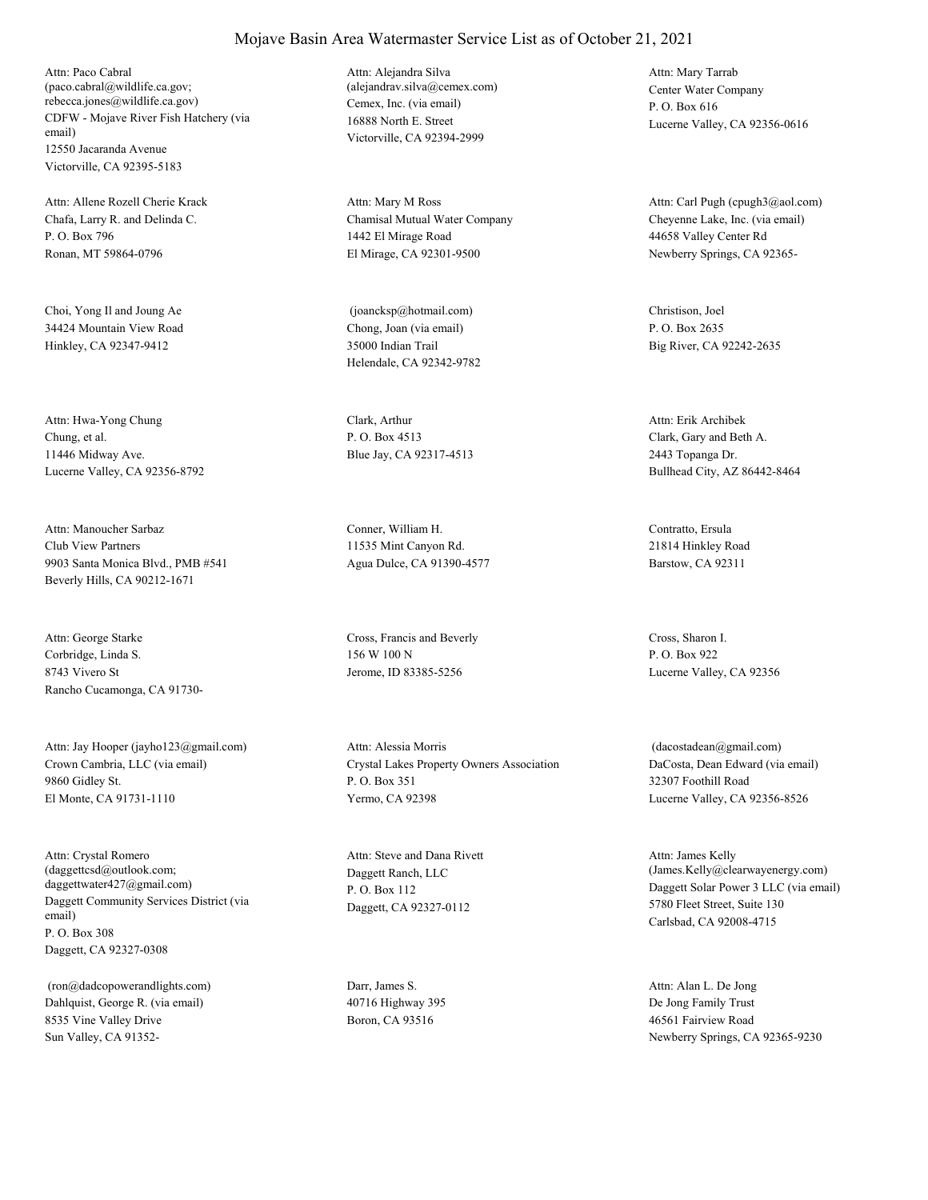# Mojave Basin Area Watermaster Service List as of October 21, 2021

Attn: Paco Cabral
(paco.cabral@wildlife.ca.gov; rebecca.jones@wildlife.ca.gov)
CDFW - Mojave River Fish Hatchery (via email)
12550 Jacaranda Avenue
Victorville, CA 92395-5183

Attn: Alejandra Silva
(alejandrav.silva@cemex.com)
Cemex, Inc. (via email)
16888 North E. Street
Victorville, CA 92394-2999

Attn: Mary Tarrab
Center Water Company
P. O. Box 616
Lucerne Valley, CA 92356-0616

Attn: Allene Rozell Cherie Krack
Chafa, Larry R. and Delinda C.
P. O. Box 796
Ronan, MT 59864-0796

Attn: Mary M Ross
Chamisal Mutual Water Company
1442 El Mirage Road
El Mirage, CA 92301-9500

Attn: Carl Pugh (cpugh3@aol.com)
Cheyenne Lake, Inc. (via email)
44658 Valley Center Rd
Newberry Springs, CA 92365-

Choi, Yong Il and Joung Ae
34424 Mountain View Road
Hinkley, CA 92347-9412

(joancksp@hotmail.com)
Chong, Joan (via email)
35000 Indian Trail
Helendale, CA 92342-9782

Christison, Joel
P. O. Box 2635
Big River, CA 92242-2635

Attn: Hwa-Yong Chung
Chung, et al.
11446 Midway Ave.
Lucerne Valley, CA 92356-8792

Clark, Arthur
P. O. Box 4513
Blue Jay, CA 92317-4513

Attn: Erik Archibek
Clark, Gary and Beth A.
2443 Topanga Dr.
Bullhead City, AZ 86442-8464

Attn: Manoucher Sarbaz
Club View Partners
9903 Santa Monica Blvd., PMB #541
Beverly Hills, CA 90212-1671

Conner, William H.
11535 Mint Canyon Rd.
Agua Dulce, CA 91390-4577

Contratto, Ersula
21814 Hinkley Road
Barstow, CA 92311

Attn: George Starke
Corbridge, Linda S.
8743 Vivero St
Rancho Cucamonga, CA 91730-

Cross, Francis and Beverly
156 W 100 N
Jerome, ID 83385-5256

Cross, Sharon I.
P. O. Box 922
Lucerne Valley, CA 92356

Attn: Jay Hooper (jayho123@gmail.com)
Crown Cambria, LLC (via email)
9860 Gidley St.
El Monte, CA 91731-1110

Attn: Alessia Morris
Crystal Lakes Property Owners Association
P. O. Box 351
Yermo, CA 92398

(dacostadean@gmail.com)
DaCosta, Dean Edward (via email)
32307 Foothill Road
Lucerne Valley, CA 92356-8526

Attn: Crystal Romero
(daggettcsd@outlook.com; daggettwater427@gmail.com)
Daggett Community Services District (via email)
P. O. Box 308
Daggett, CA 92327-0308

Attn: Steve and Dana Rivett
Daggett Ranch, LLC
P. O. Box 112
Daggett, CA 92327-0112

Attn: James Kelly
(James.Kelly@clearwayenergy.com)
Daggett Solar Power 3 LLC (via email)
5780 Fleet Street, Suite 130
Carlsbad, CA 92008-4715

(ron@dadcopowerandlights.com)
Dahlquist, George R. (via email)
8535 Vine Valley Drive
Sun Valley, CA 91352-

Darr, James S.
40716 Highway 395
Boron, CA 93516

Attn: Alan L. De Jong
De Jong Family Trust
46561 Fairview Road
Newberry Springs, CA 92365-9230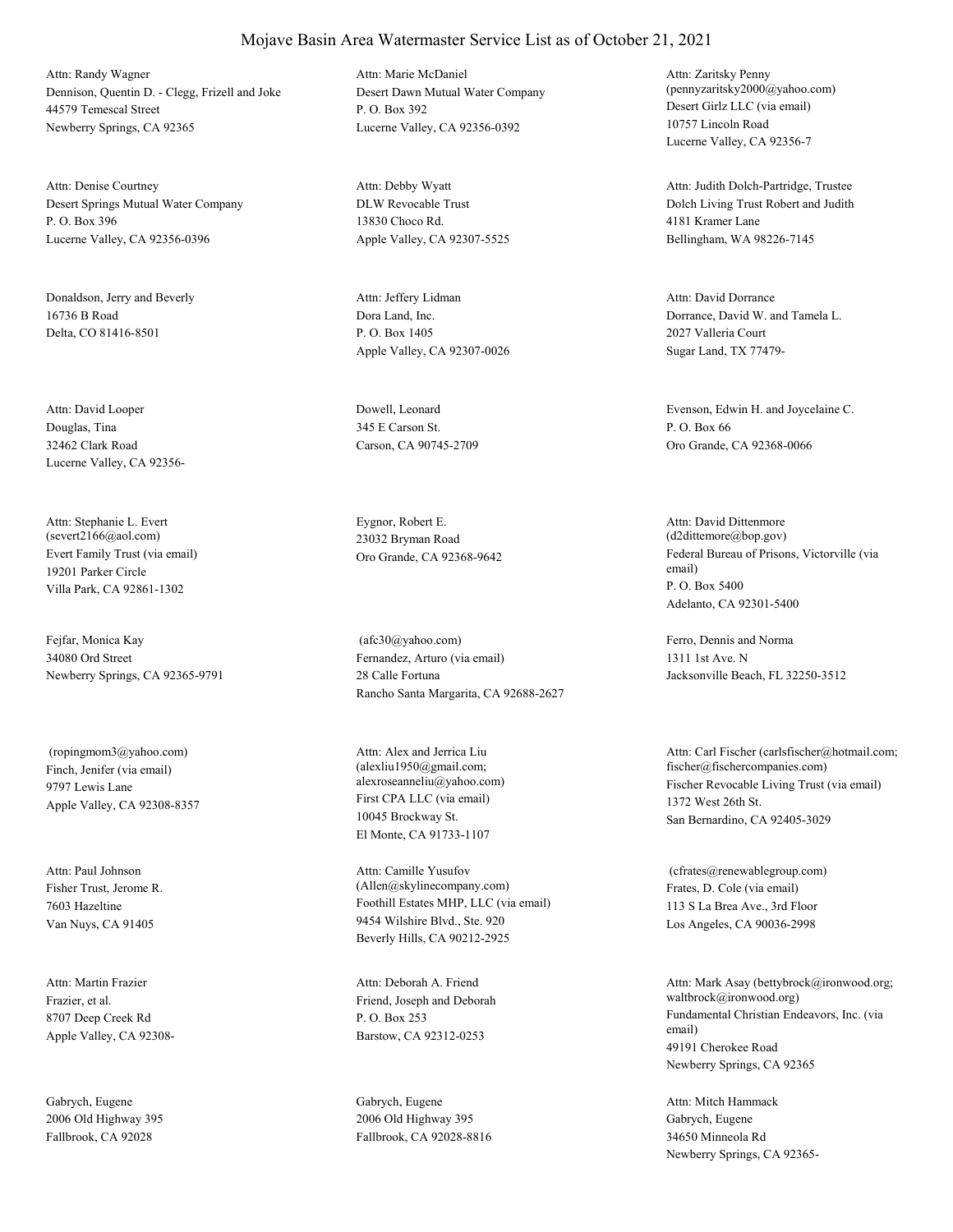# Mojave Basin Area Watermaster Service List as of October 21, 2021

Attn: Randy Wagner
Dennison, Quentin D. - Clegg, Frizell and Joke
44579 Temescal Street
Newberry Springs, CA 92365

Attn: Marie McDaniel
Desert Dawn Mutual Water Company
P. O. Box 392
Lucerne Valley, CA 92356-0392

Attn: Zaritsky Penny
(pennyzaritsky2000@yahoo.com)
Desert Girlz LLC (via email)
10757 Lincoln Road
Lucerne Valley, CA 92356-7

Attn: Denise Courtney
Desert Springs Mutual Water Company
P. O. Box 396
Lucerne Valley, CA 92356-0396

Attn: Debby Wyatt
DLW Revocable Trust
13830 Choco Rd.
Apple Valley, CA 92307-5525

Attn: Judith Dolch-Partridge, Trustee
Dolch Living Trust Robert and Judith
4181 Kramer Lane
Bellingham, WA 98226-7145

Donaldson, Jerry and Beverly
16736 B Road
Delta, CO 81416-8501

Attn: Jeffery Lidman
Dora Land, Inc.
P. O. Box 1405
Apple Valley, CA 92307-0026

Attn: David Dorrance
Dorrance, David W. and Tamela L.
2027 Valleria Court
Sugar Land, TX 77479-

Attn: David Looper
Douglas, Tina
32462 Clark Road
Lucerne Valley, CA 92356-

Dowell, Leonard
345 E Carson St.
Carson, CA 90745-2709

Evenson, Edwin H. and Joycelaine C.
P. O. Box 66
Oro Grande, CA 92368-0066

Attn: Stephanie L. Evert
(severt2166@aol.com)
Evert Family Trust (via email)
19201 Parker Circle
Villa Park, CA 92861-1302

Eygnor, Robert E.
23032 Bryman Road
Oro Grande, CA 92368-9642

Attn: David Dittenmore
(d2dittemore@bop.gov)
Federal Bureau of Prisons, Victorville (via email)
P. O. Box 5400
Adelanto, CA 92301-5400

Fejfar, Monica Kay
34080 Ord Street
Newberry Springs, CA 92365-9791

(afc30@yahoo.com)
Fernandez, Arturo (via email)
28 Calle Fortuna
Rancho Santa Margarita, CA 92688-2627

Ferro, Dennis and Norma
1311 1st Ave. N
Jacksonville Beach, FL 32250-3512

(ropingmom3@yahoo.com)
Finch, Jenifer (via email)
9797 Lewis Lane
Apple Valley, CA 92308-8357

Attn: Alex and Jerrica Liu
(alexliu1950@gmail.com; alexroseanneliu@yahoo.com)
First CPA LLC (via email)
10045 Brockway St.
El Monte, CA 91733-1107

Attn: Carl Fischer (carlsfischer@hotmail.com; fischer@fischercompanies.com)
Fischer Revocable Living Trust (via email)
1372 West 26th St.
San Bernardino, CA 92405-3029

Attn: Paul Johnson
Fisher Trust, Jerome R.
7603 Hazeltine
Van Nuys, CA 91405

Attn: Camille Yusufov
(Allen@skylinecompany.com)
Foothill Estates MHP, LLC (via email)
9454 Wilshire Blvd., Ste. 920
Beverly Hills, CA 90212-2925

(cfrates@renewablegroup.com)
Frates, D. Cole (via email)
113 S La Brea Ave., 3rd Floor
Los Angeles, CA 90036-2998

Attn: Martin Frazier
Frazier, et al.
8707 Deep Creek Rd
Apple Valley, CA 92308-

Attn: Deborah A. Friend
Friend, Joseph and Deborah
P. O. Box 253
Barstow, CA 92312-0253

Attn: Mark Asay (bettybrock@ironwood.org; waltbrock@ironwood.org)
Fundamental Christian Endeavors, Inc. (via email)
49191 Cherokee Road
Newberry Springs, CA 92365

Gabrych, Eugene
2006 Old Highway 395
Fallbrook, CA 92028

Gabrych, Eugene
2006 Old Highway 395
Fallbrook, CA 92028-8816

Attn: Mitch Hammack
Gabrych, Eugene
34650 Minneola Rd
Newberry Springs, CA 92365-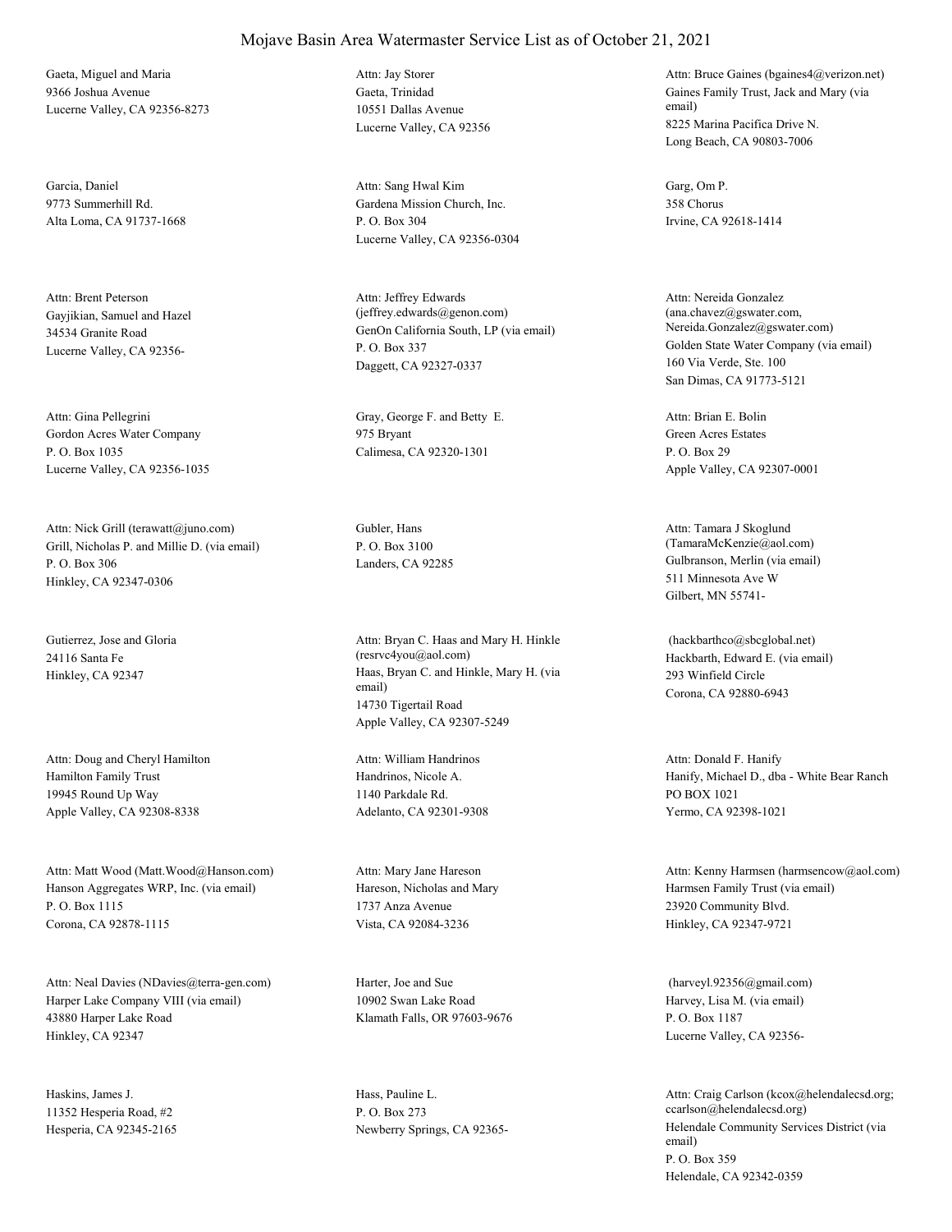# Mojave Basin Area Watermaster Service List as of October 21, 2021

Gaeta, Miguel and Maria
9366 Joshua Avenue
Lucerne Valley, CA 92356-8273

Attn: Jay Storer
Gaeta, Trinidad
10551 Dallas Avenue
Lucerne Valley, CA 92356

Attn: Bruce Gaines (bgaines4@verizon.net)
Gaines Family Trust, Jack and Mary (via email)
8225 Marina Pacifica Drive N.
Long Beach, CA 90803-7006

Garcia, Daniel
9773 Summerhill Rd.
Alta Loma, CA 91737-1668

Attn: Sang Hwal Kim
Gardena Mission Church, Inc.
P. O. Box 304
Lucerne Valley, CA 92356-0304

Garg, Om P.
358 Chorus
Irvine, CA 92618-1414

Attn: Brent Peterson
Gayjikian, Samuel and Hazel
34534 Granite Road
Lucerne Valley, CA 92356-

Attn: Jeffrey Edwards (jeffrey.edwards@genon.com)
GenOn California South, LP (via email)
P. O. Box 337
Daggett, CA 92327-0337

Attn: Nereida Gonzalez (ana.chavez@gswater.com, Nereida.Gonzalez@gswater.com)
Golden State Water Company (via email)
160 Via Verde, Ste. 100
San Dimas, CA 91773-5121

Attn: Gina Pellegrini
Gordon Acres Water Company
P. O. Box 1035
Lucerne Valley, CA 92356-1035

Gray, George F. and Betty E.
975 Bryant
Calimesa, CA 92320-1301

Attn: Brian E. Bolin
Green Acres Estates
P. O. Box 29
Apple Valley, CA 92307-0001

Attn: Nick Grill (terawatt@juno.com)
Grill, Nicholas P. and Millie D. (via email)
P. O. Box 306
Hinkley, CA 92347-0306

Gubler, Hans
P. O. Box 3100
Landers, CA 92285

Attn: Tamara J Skoglund (TamaraMcKenzie@aol.com)
Gulbranson, Merlin (via email)
511 Minnesota Ave W
Gilbert, MN 55741-

Gutierrez, Jose and Gloria
24116 Santa Fe
Hinkley, CA 92347

Attn: Bryan C. Haas and Mary H. Hinkle (resrvc4you@aol.com)
Haas, Bryan C. and Hinkle, Mary H. (via email)
14730 Tigertail Road
Apple Valley, CA 92307-5249

(hackbarthco@sbcglobal.net)
Hackbarth, Edward E. (via email)
293 Winfield Circle
Corona, CA 92880-6943

Attn: Doug and Cheryl Hamilton
Hamilton Family Trust
19945 Round Up Way
Apple Valley, CA 92308-8338

Attn: William Handrinos
Handrinos, Nicole A.
1140 Parkdale Rd.
Adelanto, CA 92301-9308

Attn: Donald F. Hanify
Hanify, Michael D., dba - White Bear Ranch
PO BOX 1021
Yermo, CA 92398-1021

Attn: Matt Wood (Matt.Wood@Hanson.com)
Hanson Aggregates WRP, Inc. (via email)
P. O. Box 1115
Corona, CA 92878-1115

Attn: Mary Jane Hareson
Hareson, Nicholas and Mary
1737 Anza Avenue
Vista, CA 92084-3236

Attn: Kenny Harmsen (harmsencow@aol.com)
Harmsen Family Trust (via email)
23920 Community Blvd.
Hinkley, CA 92347-9721

Attn: Neal Davies (NDavies@terra-gen.com)
Harper Lake Company VIII (via email)
43880 Harper Lake Road
Hinkley, CA 92347

Harter, Joe and Sue
10902 Swan Lake Road
Klamath Falls, OR 97603-9676

(harveyl.92356@gmail.com)
Harvey, Lisa M. (via email)
P. O. Box 1187
Lucerne Valley, CA 92356-

Haskins, James J.
11352 Hesperia Road, #2
Hesperia, CA 92345-2165

Hass, Pauline L.
P. O. Box 273
Newberry Springs, CA 92365-

Attn: Craig Carlson (kcox@helendalecsd.org; ccarlson@helendalecsd.org)
Helendale Community Services District (via email)
P. O. Box 359
Helendale, CA 92342-0359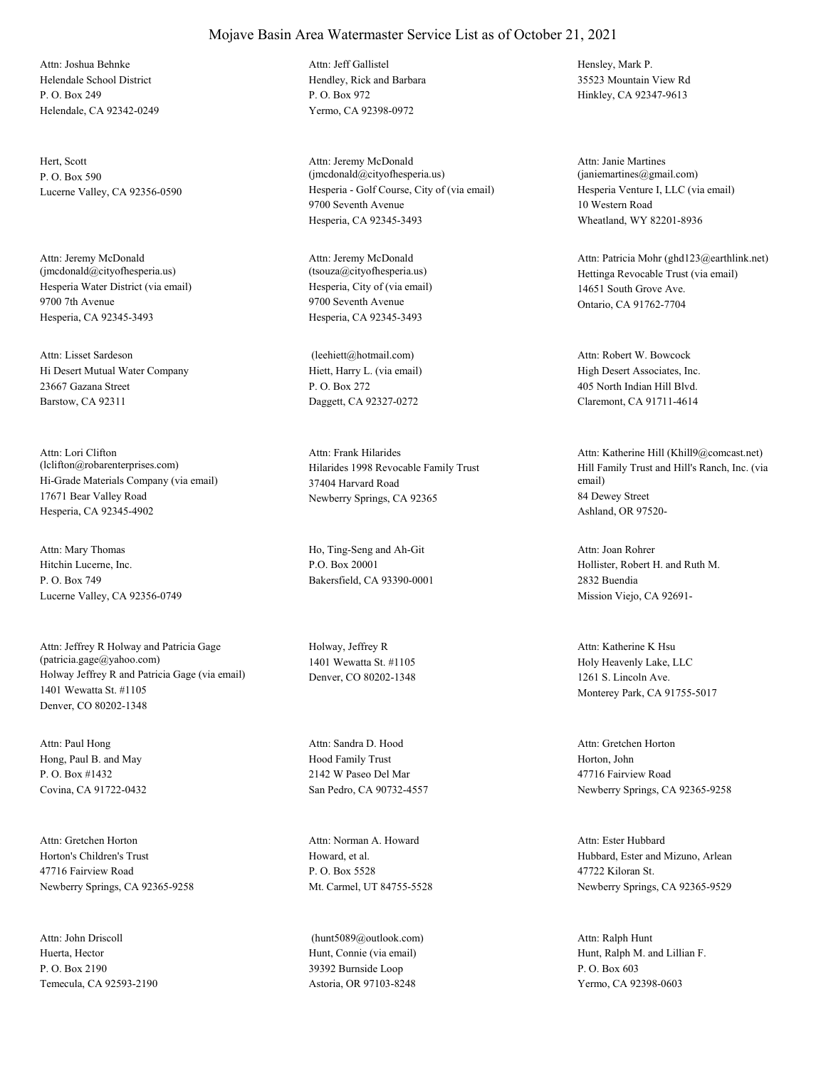# Mojave Basin Area Watermaster Service List as of October 21, 2021

Attn: Joshua Behnke
Helendale School District
P. O. Box 249
Helendale, CA 92342-0249

Attn: Jeff Gallistel
Hendley, Rick and Barbara
P. O. Box 972
Yermo, CA 92398-0972

Hensley, Mark P.
35523 Mountain View Rd
Hinkley, CA 92347-9613

Hert, Scott
P. O. Box 590
Lucerne Valley, CA 92356-0590

Attn: Jeremy McDonald
(jmcdonald@cityofhesperia.us)
Hesperia - Golf Course, City of (via email)
9700 Seventh Avenue
Hesperia, CA 92345-3493

Attn: Janie Martines
(janiemartines@gmail.com)
Hesperia Venture I, LLC (via email)
10 Western Road
Wheatland, WY 82201-8936

Attn: Jeremy McDonald
(jmcdonald@cityofhesperia.us)
Hesperia Water District (via email)
9700 7th Avenue
Hesperia, CA 92345-3493

Attn: Jeremy McDonald
(tsouza@cityofhesperia.us)
Hesperia, City of (via email)
9700 Seventh Avenue
Hesperia, CA 92345-3493

Attn: Patricia Mohr (ghd123@earthlink.net)
Hettinga Revocable Trust (via email)
14651 South Grove Ave.
Ontario, CA 91762-7704

Attn: Lisset Sardeson
Hi Desert Mutual Water Company
23667 Gazana Street
Barstow, CA 92311

(leehiett@hotmail.com)
Hiett, Harry L. (via email)
P. O. Box 272
Daggett, CA 92327-0272

Attn: Robert W. Bowcock
High Desert Associates, Inc.
405 North Indian Hill Blvd.
Claremont, CA 91711-4614

Attn: Lori Clifton
(lclifton@robarenterprises.com)
Hi-Grade Materials Company (via email)
17671 Bear Valley Road
Hesperia, CA 92345-4902

Attn: Frank Hilarides
Hilarides 1998 Revocable Family Trust
37404 Harvard Road
Newberry Springs, CA 92365

Attn: Katherine Hill (Khill9@comcast.net)
Hill Family Trust and Hill's Ranch, Inc. (via email)
84 Dewey Street
Ashland, OR 97520-

Attn: Mary Thomas
Hitchin Lucerne, Inc.
P. O. Box 749
Lucerne Valley, CA 92356-0749

Ho, Ting-Seng and Ah-Git
P.O. Box 20001
Bakersfield, CA 93390-0001

Attn: Joan Rohrer
Hollister, Robert H. and Ruth M.
2832 Buendia
Mission Viejo, CA 92691-

Attn: Jeffrey R Holway and Patricia Gage
(patricia.gage@yahoo.com)
Holway Jeffrey R and Patricia Gage (via email)
1401 Wewatta St. #1105
Denver, CO 80202-1348

Holway, Jeffrey R
1401 Wewatta St. #1105
Denver, CO 80202-1348

Attn: Katherine K Hsu
Holy Heavenly Lake, LLC
1261 S. Lincoln Ave.
Monterey Park, CA 91755-5017

Attn: Paul Hong
Hong, Paul B. and May
P. O. Box #1432
Covina, CA 91722-0432

Attn: Sandra D. Hood
Hood Family Trust
2142 W Paseo Del Mar
San Pedro, CA 90732-4557

Attn: Gretchen Horton
Horton, John
47716 Fairview Road
Newberry Springs, CA 92365-9258

Attn: Gretchen Horton
Horton's Children's Trust
47716 Fairview Road
Newberry Springs, CA 92365-9258

Attn: Norman A. Howard
Howard, et al.
P. O. Box 5528
Mt. Carmel, UT 84755-5528

Attn: Ester Hubbard
Hubbard, Ester and Mizuno, Arlean
47722 Kiloran St.
Newberry Springs, CA 92365-9529

Attn: John Driscoll
Huerta, Hector
P. O. Box 2190
Temecula, CA 92593-2190

(hunt5089@outlook.com)
Hunt, Connie (via email)
39392 Burnside Loop
Astoria, OR 97103-8248

Attn: Ralph Hunt
Hunt, Ralph M. and Lillian F.
P. O. Box 603
Yermo, CA 92398-0603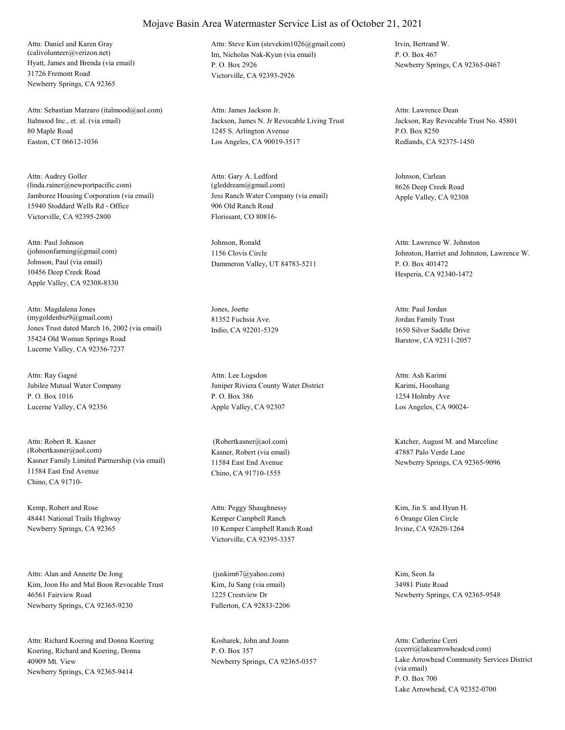# Mojave Basin Area Watermaster Service List as of October 21, 2021

Attn: Daniel and Karen Gray
(calivolunteer@verizon.net)
Hyatt, James and Brenda (via email)
31726 Fremont Road
Newberry Springs, CA 92365

Attn: Steve Kim (stevekim1026@gmail.com)
Im, Nicholas Nak-Kyun (via email)
P. O. Box 2926
Victorville, CA 92393-2926

Irvin, Bertrand W.
P. O. Box 467
Newberry Springs, CA 92365-0467

Attn: Sebastian Marzaro (italmood@aol.com)
Italmood Inc., et. al. (via email)
80 Maple Road
Easton, CT 06612-1036

Attn: James Jackson Jr.
Jackson, James N. Jr Revocable Living Trust
1245 S. Arlington Avenue
Los Angeles, CA 90019-3517

Attn: Lawrence Dean
Jackson, Ray Revocable Trust No. 45801
P.O. Box 8250
Redlands, CA 92375-1450

Attn: Audrey Goller
(linda.rainer@newportpacific.com)
Jamboree Housing Corporation (via email)
15940 Stoddard Wells Rd - Office
Victorville, CA 92395-2800

Attn: Gary A. Ledford
(gleddream@gmail.com)
Jess Ranch Water Company (via email)
906 Old Ranch Road
Florissant, CO 80816-

Johnson, Carlean
8626 Deep Creek Road
Apple Valley, CA 92308

Attn: Paul Johnson
(johnsonfarming@gmail.com)
Johnson, Paul (via email)
10456 Deep Creek Road
Apple Valley, CA 92308-8330

Johnson, Ronald
1156 Clovis Circle
Dammeron Valley, UT 84783-5211

Attn: Lawrence W. Johnston
Johnston, Harriet and Johnston, Lawrence W.
P. O. Box 401472
Hesperia, CA 92340-1472

Attn: Magdalena Jones
(mygoldenbiz9@gmail.com)
Jones Trust dated March 16, 2002 (via email)
35424 Old Woman Springs Road
Lucerne Valley, CA 92356-7237

Jones, Joette
81352 Fuchsia Ave.
Indio, CA 92201-5329

Attn: Paul Jordan
Jordan Family Trust
1650 Silver Saddle Drive
Barstow, CA 92311-2057

Attn: Ray Gagné
Jubilee Mutual Water Company
P. O. Box 1016
Lucerne Valley, CA 92356

Attn: Lee Logsdon
Juniper Riviera County Water District
P. O. Box 386
Apple Valley, CA 92307

Attn: Ash Karimi
Karimi, Hooshang
1254 Holmby Ave
Los Angeles, CA 90024-

Attn: Robert R. Kasner
(Robertkasner@aol.com)
Kasner Family Limited Partnership (via email)
11584 East End Avenue
Chino, CA 91710-

(Robertkasner@aol.com)
Kasner, Robert (via email)
11584 East End Avenue
Chino, CA 91710-1555

Katcher, August M. and Marceline
47887 Palo Verde Lane
Newberry Springs, CA 92365-9096

Kemp, Robert and Rose
48441 National Trails Highway
Newberry Springs, CA 92365

Attn: Peggy Shaughnessy
Kemper Campbell Ranch
10 Kemper Campbell Ranch Road
Victorville, CA 92395-3357

Kim, Jin S. and Hyun H.
6 Orange Glen Circle
Irvine, CA 92620-1264

Attn: Alan and Annette De Jong
Kim, Joon Ho and Mal Boon Revocable Trust
46561 Fairview Road
Newberry Springs, CA 92365-9230

(juskim67@yahoo.com)
Kim, Ju Sang (via email)
1225 Crestview Dr
Fullerton, CA 92833-2206

Kim, Seon Ja
34981 Piute Road
Newberry Springs, CA 92365-9548

Attn: Richard Koering and Donna Koering
Koering, Richard and Koering, Donna
40909 Mt. View
Newberry Springs, CA 92365-9414

Kosharek, John and Joann
P. O. Box 357
Newberry Springs, CA 92365-0357

Attn: Catherine Cerri
(ccerri@lakearrowheadcsd.com)
Lake Arrowhead Community Services District (via email)
P. O. Box 700
Lake Arrowhead, CA 92352-0700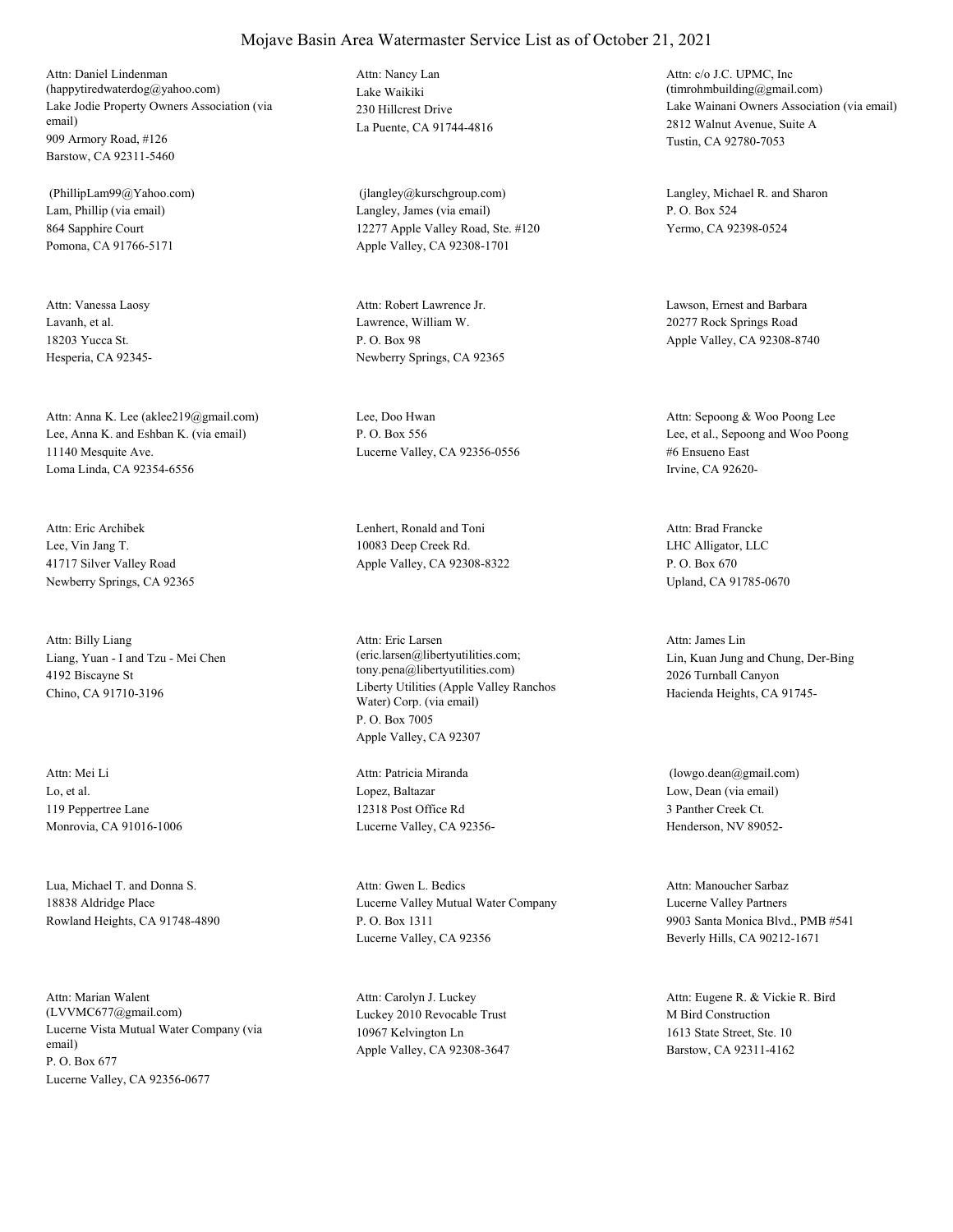# Mojave Basin Area Watermaster Service List as of October 21, 2021

Attn: Daniel Lindenman
(happytiredwaterdog@yahoo.com)
Lake Jodie Property Owners Association (via email)
909 Armory Road, #126
Barstow, CA 92311-5460

Attn: Nancy Lan
Lake Waikiki
230 Hillcrest Drive
La Puente, CA 91744-4816

Attn: c/o J.C. UPMC, Inc
(timrohmbuilding@gmail.com)
Lake Wainani Owners Association (via email)
2812 Walnut Avenue, Suite A
Tustin, CA 92780-7053

(PhillipLam99@Yahoo.com)
Lam, Phillip (via email)
864 Sapphire Court
Pomona, CA 91766-5171

(jlangley@kurschgroup.com)
Langley, James (via email)
12277 Apple Valley Road, Ste. #120
Apple Valley, CA 92308-1701

Langley, Michael R. and Sharon
P. O. Box 524
Yermo, CA 92398-0524

Attn: Vanessa Laosy
Lavanh, et al.
18203 Yucca St.
Hesperia, CA 92345-

Attn: Robert Lawrence Jr.
Lawrence, William W.
P. O. Box 98
Newberry Springs, CA 92365

Lawson, Ernest and Barbara
20277 Rock Springs Road
Apple Valley, CA 92308-8740

Attn: Anna K. Lee (aklee219@gmail.com)
Lee, Anna K. and Eshban K. (via email)
11140 Mesquite Ave.
Loma Linda, CA 92354-6556

Lee, Doo Hwan
P. O. Box 556
Lucerne Valley, CA 92356-0556

Attn: Sepoong & Woo Poong Lee
Lee, et al., Sepoong and Woo Poong
#6 Ensueno East
Irvine, CA 92620-

Attn: Eric Archibek
Lee, Vin Jang T.
41717 Silver Valley Road
Newberry Springs, CA 92365

Lenhert, Ronald and Toni
10083 Deep Creek Rd.
Apple Valley, CA 92308-8322

Attn: Brad Francke
LHC Alligator, LLC
P. O. Box 670
Upland, CA 91785-0670

Attn: Billy Liang
Liang, Yuan - I and Tzu - Mei Chen
4192 Biscayne St
Chino, CA 91710-3196

Attn: Eric Larsen
(eric.larsen@libertyutilities.com; tony.pena@libertyutilities.com)
Liberty Utilities (Apple Valley Ranchos Water) Corp. (via email)
P. O. Box 7005
Apple Valley, CA 92307

Attn: James Lin
Lin, Kuan Jung and Chung, Der-Bing
2026 Turnball Canyon
Hacienda Heights, CA 91745-

Attn: Mei Li
Lo, et al.
119 Peppertree Lane
Monrovia, CA 91016-1006

Attn: Patricia Miranda
Lopez, Baltazar
12318 Post Office Rd
Lucerne Valley, CA 92356-

(lowgo.dean@gmail.com)
Low, Dean (via email)
3 Panther Creek Ct.
Henderson, NV 89052-

Lua, Michael T. and Donna S.
18838 Aldridge Place
Rowland Heights, CA 91748-4890

Attn: Gwen L. Bedics
Lucerne Valley Mutual Water Company
P. O. Box 1311
Lucerne Valley, CA 92356

Attn: Manoucher Sarbaz
Lucerne Valley Partners
9903 Santa Monica Blvd., PMB #541
Beverly Hills, CA 90212-1671

Attn: Marian Walent
(LVVMC677@gmail.com)
Lucerne Vista Mutual Water Company (via email)
P. O. Box 677
Lucerne Valley, CA 92356-0677

Attn: Carolyn J. Luckey
Luckey 2010 Revocable Trust
10967 Kelvington Ln
Apple Valley, CA 92308-3647

Attn: Eugene R. & Vickie R. Bird
M Bird Construction
1613 State Street, Ste. 10
Barstow, CA 92311-4162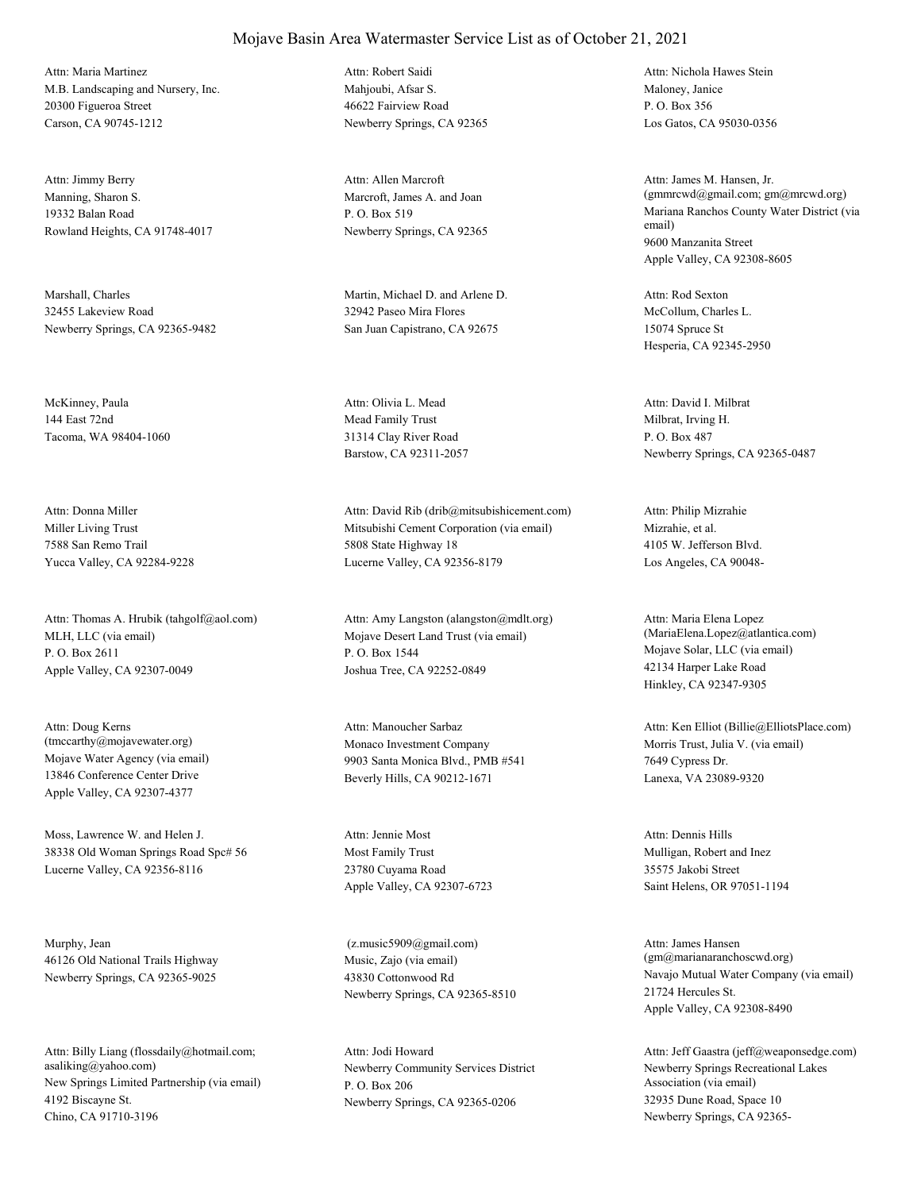# Mojave Basin Area Watermaster Service List as of October 21, 2021

Attn: Maria Martinez
M.B. Landscaping and Nursery, Inc.
20300 Figueroa Street
Carson, CA 90745-1212

Attn: Robert Saidi
Mahjoubi, Afsar S.
46622 Fairview Road
Newberry Springs, CA 92365

Attn: Nichola Hawes Stein
Maloney, Janice
P. O. Box 356
Los Gatos, CA 95030-0356

Attn: Jimmy Berry
Manning, Sharon S.
19332 Balan Road
Rowland Heights, CA 91748-4017

Attn: Allen Marcroft
Marcroft, James A. and Joan
P. O. Box 519
Newberry Springs, CA 92365

Attn: James M. Hansen, Jr.
(gmmrcwd@gmail.com; gm@mrcwd.org)
Mariana Ranchos County Water District (via email)
9600 Manzanita Street
Apple Valley, CA 92308-8605

Marshall, Charles
32455 Lakeview Road
Newberry Springs, CA 92365-9482

Martin, Michael D. and Arlene D.
32942 Paseo Mira Flores
San Juan Capistrano, CA 92675

Attn: Rod Sexton
McCollum, Charles L.
15074 Spruce St
Hesperia, CA 92345-2950

McKinney, Paula
144 East 72nd
Tacoma, WA 98404-1060

Attn: Olivia L. Mead
Mead Family Trust
31314 Clay River Road
Barstow, CA 92311-2057

Attn: David I. Milbrat
Milbrat, Irving H.
P. O. Box 487
Newberry Springs, CA 92365-0487

Attn: Donna Miller
Miller Living Trust
7588 San Remo Trail
Yucca Valley, CA 92284-9228

Attn: David Rib (drib@mitsubishicement.com)
Mitsubishi Cement Corporation (via email)
5808 State Highway 18
Lucerne Valley, CA 92356-8179

Attn: Philip Mizrahie
Mizrahie, et al.
4105 W. Jefferson Blvd.
Los Angeles, CA 90048-

Attn: Thomas A. Hrubik (tahgolf@aol.com)
MLH, LLC (via email)
P. O. Box 2611
Apple Valley, CA 92307-0049

Attn: Amy Langston (alangston@mdlt.org)
Mojave Desert Land Trust (via email)
P. O. Box 1544
Joshua Tree, CA 92252-0849

Attn: Maria Elena Lopez
(MariaElena.Lopez@atlantica.com)
Mojave Solar, LLC (via email)
42134 Harper Lake Road
Hinkley, CA 92347-9305

Attn: Doug Kerns
(tmccarthy@mojavewater.org)
Mojave Water Agency (via email)
13846 Conference Center Drive
Apple Valley, CA 92307-4377

Attn: Manoucher Sarbaz
Monaco Investment Company
9903 Santa Monica Blvd., PMB #541
Beverly Hills, CA 90212-1671

Attn: Ken Elliot (Billie@ElliotsPlace.com)
Morris Trust, Julia V. (via email)
7649 Cypress Dr.
Lanexa, VA 23089-9320

Moss, Lawrence W. and Helen J.
38338 Old Woman Springs Road Spc# 56
Lucerne Valley, CA 92356-8116

Attn: Jennie Most
Most Family Trust
23780 Cuyama Road
Apple Valley, CA 92307-6723

Attn: Dennis Hills
Mulligan, Robert and Inez
35575 Jakobi Street
Saint Helens, OR 97051-1194

Murphy, Jean
46126 Old National Trails Highway
Newberry Springs, CA 92365-9025

(z.music5909@gmail.com)
Music, Zajo (via email)
43830 Cottonwood Rd
Newberry Springs, CA 92365-8510

Attn: James Hansen
(gm@marianaranchoscwd.org)
Navajo Mutual Water Company (via email)
21724 Hercules St.
Apple Valley, CA 92308-8490

Attn: Billy Liang (flossdaily@hotmail.com; asaliking@yahoo.com)
New Springs Limited Partnership (via email)
4192 Biscayne St.
Chino, CA 91710-3196

Attn: Jodi Howard
Newberry Community Services District
P. O. Box 206
Newberry Springs, CA 92365-0206

Attn: Jeff Gaastra (jeff@weaponsedge.com)
Newberry Springs Recreational Lakes Association (via email)
32935 Dune Road, Space 10
Newberry Springs, CA 92365-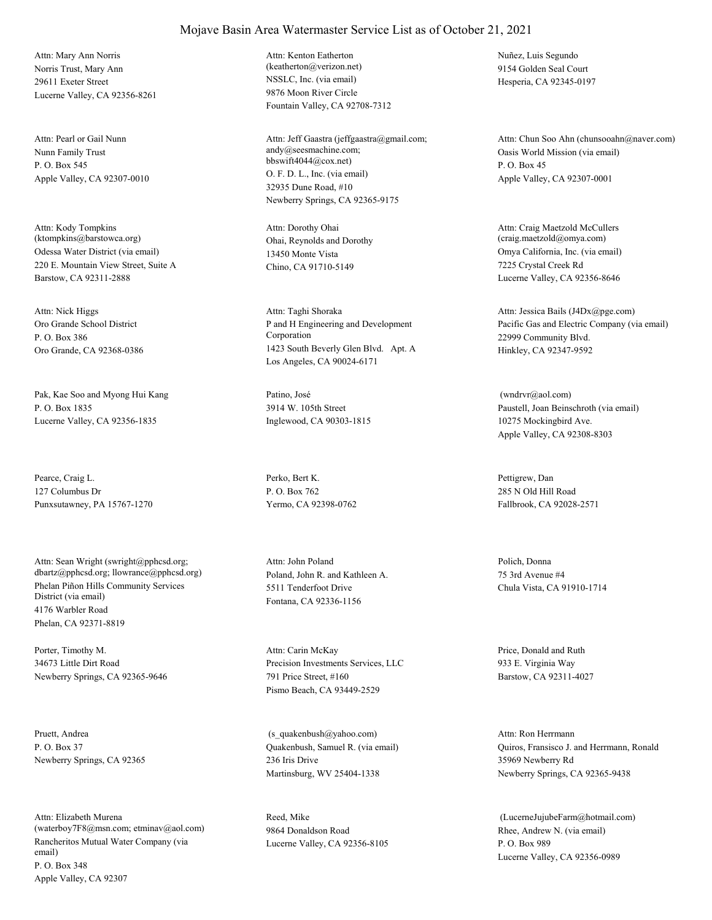# Mojave Basin Area Watermaster Service List as of October 21, 2021

Attn: Mary Ann Norris
Norris Trust, Mary Ann
29611 Exeter Street
Lucerne Valley, CA 92356-8261

Attn: Kenton Eatherton
(keatherton@verizon.net)
NSSLC, Inc. (via email)
9876 Moon River Circle
Fountain Valley, CA 92708-7312

Nuñez, Luis Segundo
9154 Golden Seal Court
Hesperia, CA 92345-0197

Attn: Pearl or Gail Nunn
Nunn Family Trust
P. O. Box 545
Apple Valley, CA 92307-0010

Attn: Jeff Gaastra (jeffgaastra@gmail.com; andy@seesmachine.com; bbswift4044@cox.net)
O. F. D. L., Inc. (via email)
32935 Dune Road, #10
Newberry Springs, CA 92365-9175

Attn: Chun Soo Ahn (chunsooahn@naver.com)
Oasis World Mission (via email)
P. O. Box 45
Apple Valley, CA 92307-0001

Attn: Kody Tompkins
(ktompkins@barstowca.org)
Odessa Water District (via email)
220 E. Mountain View Street, Suite A
Barstow, CA 92311-2888

Attn: Dorothy Ohai
Ohai, Reynolds and Dorothy
13450 Monte Vista
Chino, CA 91710-5149

Attn: Craig Maetzold McCullers
(craig.maetzold@omya.com)
Omya California, Inc. (via email)
7225 Crystal Creek Rd
Lucerne Valley, CA 92356-8646

Attn: Nick Higgs
Oro Grande School District
P. O. Box 386
Oro Grande, CA 92368-0386

Attn: Taghi Shoraka
P and H Engineering and Development Corporation
1423 South Beverly Glen Blvd. Apt. A
Los Angeles, CA 90024-6171

Attn: Jessica Bails (J4Dx@pge.com)
Pacific Gas and Electric Company (via email)
22999 Community Blvd.
Hinkley, CA 92347-9592

Pak, Kae Soo and Myong Hui Kang
P. O. Box 1835
Lucerne Valley, CA 92356-1835

Patino, José
3914 W. 105th Street
Inglewood, CA 90303-1815

(wndrvr@aol.com)
Paustell, Joan Beinschroth (via email)
10275 Mockingbird Ave.
Apple Valley, CA 92308-8303

Pearce, Craig L.
127 Columbus Dr
Punxsutawney, PA 15767-1270

Perko, Bert K.
P. O. Box 762
Yermo, CA 92398-0762

Pettigrew, Dan
285 N Old Hill Road
Fallbrook, CA 92028-2571

Attn: Sean Wright (swright@pphcsd.org; dbartz@pphcsd.org; llowrance@pphcsd.org)
Phelan Piñon Hills Community Services District (via email)
4176 Warbler Road
Phelan, CA 92371-8819

Attn: John Poland
Poland, John R. and Kathleen A.
5511 Tenderfoot Drive
Fontana, CA 92336-1156

Polich, Donna
75 3rd Avenue #4
Chula Vista, CA 91910-1714

Porter, Timothy M.
34673 Little Dirt Road
Newberry Springs, CA 92365-9646

Attn: Carin McKay
Precision Investments Services, LLC
791 Price Street, #160
Pismo Beach, CA 93449-2529

Price, Donald and Ruth
933 E. Virginia Way
Barstow, CA 92311-4027

Pruett, Andrea
P. O. Box 37
Newberry Springs, CA 92365

(s_quakenbush@yahoo.com)
Quakenbush, Samuel R. (via email)
236 Iris Drive
Martinsburg, WV 25404-1338

Attn: Ron Herrmann
Quiros, Fransisco J. and Herrmann, Ronald
35969 Newberry Rd
Newberry Springs, CA 92365-9438

Attn: Elizabeth Murena
(waterboy7F8@msn.com; etminav@aol.com)
Rancheritos Mutual Water Company (via email)
P. O. Box 348
Apple Valley, CA 92307

Reed, Mike
9864 Donaldson Road
Lucerne Valley, CA 92356-8105

(LucerneJujubeFarm@hotmail.com)
Rhee, Andrew N. (via email)
P. O. Box 989
Lucerne Valley, CA 92356-0989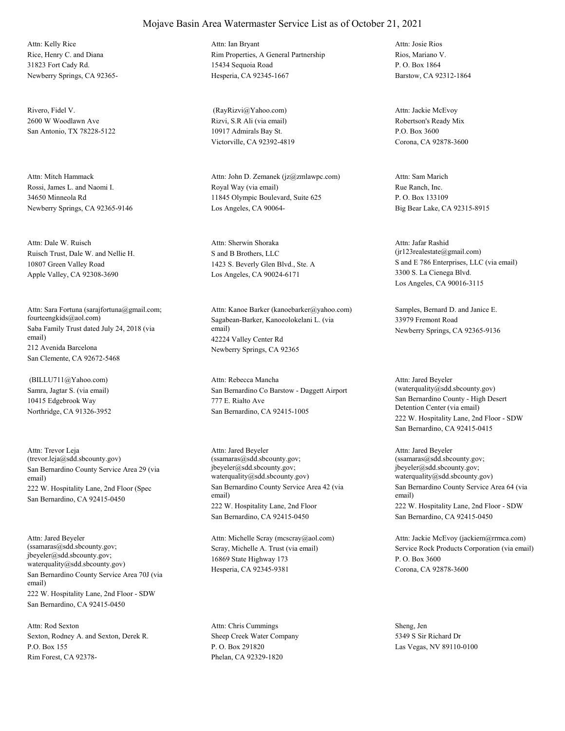# Mojave Basin Area Watermaster Service List as of October 21, 2021

Attn: Kelly Rice
Rice, Henry C. and Diana
31823 Fort Cady Rd.
Newberry Springs, CA 92365-

Attn: Ian Bryant
Rim Properties, A General Partnership
15434 Sequoia Road
Hesperia, CA 92345-1667

Attn: Josie Rios
Rios, Mariano V.
P. O. Box 1864
Barstow, CA 92312-1864

Rivero, Fidel V.
2600 W Woodlawn Ave
San Antonio, TX 78228-5122

(RayRizvi@Yahoo.com)
Rizvi, S.R Ali (via email)
10917 Admirals Bay St.
Victorville, CA 92392-4819

Attn: Jackie McEvoy
Robertson's Ready Mix
P.O. Box 3600
Corona, CA 92878-3600

Attn: Mitch Hammack
Rossi, James L. and Naomi I.
34650 Minneola Rd
Newberry Springs, CA 92365-9146

Attn: John D. Zemanek (jz@zmlawpc.com)
Royal Way (via email)
11845 Olympic Boulevard, Suite 625
Los Angeles, CA 90064-

Attn: Sam Marich
Rue Ranch, Inc.
P. O. Box 133109
Big Bear Lake, CA 92315-8915

Attn: Dale W. Ruisch
Ruisch Trust, Dale W. and Nellie H.
10807 Green Valley Road
Apple Valley, CA 92308-3690

Attn: Sherwin Shoraka
S and B Brothers, LLC
1423 S. Beverly Glen Blvd., Ste. A
Los Angeles, CA 90024-6171

Attn: Jafar Rashid
(jr123realestate@gmail.com)
S and E 786 Enterprises, LLC (via email)
3300 S. La Cienega Blvd.
Los Angeles, CA 90016-3115

Attn: Sara Fortuna (sarajfortuna@gmail.com; fourteengkids@aol.com)
Saba Family Trust dated July 24, 2018 (via email)
212 Avenida Barcelona
San Clemente, CA 92672-5468

Attn: Kanoe Barker (kanoebarker@yahoo.com)
Sagabean-Barker, Kanoeolokelani L. (via email)
42224 Valley Center Rd
Newberry Springs, CA 92365

Samples, Bernard D. and Janice E.
33979 Fremont Road
Newberry Springs, CA 92365-9136

(BILLU711@Yahoo.com)
Samra, Jagtar S. (via email)
10415 Edgebrook Way
Northridge, CA 91326-3952

Attn: Rebecca Mancha
San Bernardino Co Barstow - Daggett Airport
777 E. Rialto Ave
San Bernardino, CA 92415-1005

Attn: Jared Beyeler
(waterquality@sdd.sbcounty.gov)
San Bernardino County - High Desert Detention Center (via email)
222 W. Hospitality Lane, 2nd Floor - SDW
San Bernardino, CA 92415-0415

Attn: Trevor Leja
(trevor.leja@sdd.sbcounty.gov)
San Bernardino County Service Area 29 (via email)
222 W. Hospitality Lane, 2nd Floor (Spec
San Bernardino, CA 92415-0450

Attn: Jared Beyeler
(ssamaras@sdd.sbcounty.gov; jbeyeler@sdd.sbcounty.gov; waterquality@sdd.sbcounty.gov)
San Bernardino County Service Area 42 (via email)
222 W. Hospitality Lane, 2nd Floor
San Bernardino, CA 92415-0450

Attn: Jared Beyeler
(ssamaras@sdd.sbcounty.gov; jbeyeler@sdd.sbcounty.gov; waterquality@sdd.sbcounty.gov)
San Bernardino County Service Area 64 (via email)
222 W. Hospitality Lane, 2nd Floor - SDW
San Bernardino, CA 92415-0450

Attn: Jared Beyeler
(ssamaras@sdd.sbcounty.gov; jbeyeler@sdd.sbcounty.gov; waterquality@sdd.sbcounty.gov)
San Bernardino County Service Area 70J (via email)
222 W. Hospitality Lane, 2nd Floor - SDW
San Bernardino, CA 92415-0450

Attn: Michelle Scray (mcscray@aol.com)
Scray, Michelle A. Trust (via email)
16869 State Highway 173
Hesperia, CA 92345-9381

Attn: Jackie McEvoy (jackiem@rrmca.com)
Service Rock Products Corporation (via email)
P. O. Box 3600
Corona, CA 92878-3600

Attn: Rod Sexton
Sexton, Rodney A. and Sexton, Derek R.
P.O. Box 155
Rim Forest, CA 92378-

Attn: Chris Cummings
Sheep Creek Water Company
P. O. Box 291820
Phelan, CA 92329-1820

Sheng, Jen
5349 S Sir Richard Dr
Las Vegas, NV 89110-0100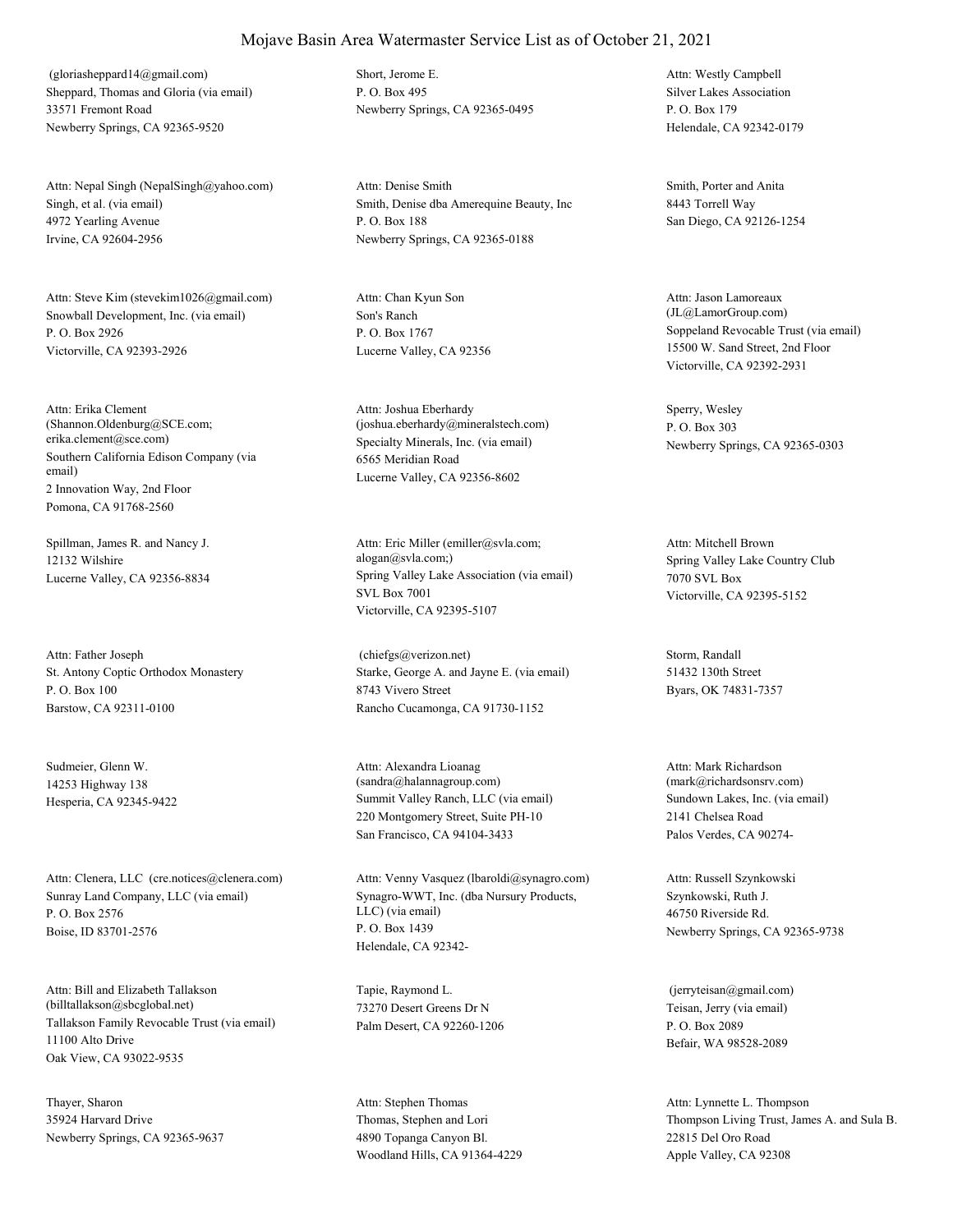# Mojave Basin Area Watermaster Service List as of October 21, 2021

(gloriasheppard14@gmail.com)
Sheppard, Thomas and Gloria (via email)
33571 Fremont Road
Newberry Springs, CA 92365-9520

Short, Jerome E.
P. O. Box 495
Newberry Springs, CA 92365-0495

Attn: Westly Campbell
Silver Lakes Association
P. O. Box 179
Helendale, CA 92342-0179

Attn: Nepal Singh (NepalSingh@yahoo.com)
Singh, et al. (via email)
4972 Yearling Avenue
Irvine, CA 92604-2956

Attn: Denise Smith
Smith, Denise dba Amerequine Beauty, Inc
P. O. Box 188
Newberry Springs, CA 92365-0188

Smith, Porter and Anita
8443 Torrell Way
San Diego, CA 92126-1254

Attn: Steve Kim (stevekim1026@gmail.com)
Snowball Development, Inc. (via email)
P. O. Box 2926
Victorville, CA 92393-2926

Attn: Chan Kyun Son
Son's Ranch
P. O. Box 1767
Lucerne Valley, CA 92356

Attn: Jason Lamoreaux
(JL@LamorGroup.com)
Soppeland Revocable Trust (via email)
15500 W. Sand Street, 2nd Floor
Victorville, CA 92392-2931

Attn: Erika Clement
(Shannon.Oldenburg@SCE.com;
erika.clement@sce.com)
Southern California Edison Company (via email)
2 Innovation Way, 2nd Floor
Pomona, CA 91768-2560

Attn: Joshua Eberhardy
(joshua.eberhardy@mineralstech.com)
Specialty Minerals, Inc. (via email)
6565 Meridian Road
Lucerne Valley, CA 92356-8602

Sperry, Wesley
P. O. Box 303
Newberry Springs, CA 92365-0303

Spillman, James R. and Nancy J.
12132 Wilshire
Lucerne Valley, CA 92356-8834

Attn: Eric Miller (emiller@svla.com;
alogan@svla.com;)
Spring Valley Lake Association (via email)
SVL Box 7001
Victorville, CA 92395-5107

Attn: Mitchell Brown
Spring Valley Lake Country Club
7070 SVL Box
Victorville, CA 92395-5152

Attn: Father Joseph
St. Antony Coptic Orthodox Monastery
P. O. Box 100
Barstow, CA 92311-0100

(chiefgs@verizon.net)
Starke, George A. and Jayne E. (via email)
8743 Vivero Street
Rancho Cucamonga, CA 91730-1152

Storm, Randall
51432 130th Street
Byars, OK 74831-7357

Sudmeier, Glenn W.
14253 Highway 138
Hesperia, CA 92345-9422

Attn: Alexandra Lioanag
(sandra@halannagroup.com)
Summit Valley Ranch, LLC (via email)
220 Montgomery Street, Suite PH-10
San Francisco, CA 94104-3433

Attn: Mark Richardson
(mark@richardsonsrv.com)
Sundown Lakes, Inc. (via email)
2141 Chelsea Road
Palos Verdes, CA 90274-

Attn: Clenera, LLC (cre.notices@clenera.com)
Sunray Land Company, LLC (via email)
P. O. Box 2576
Boise, ID 83701-2576

Attn: Venny Vasquez (lbaroldi@synagro.com)
Synagro-WWT, Inc. (dba Nursury Products, LLC) (via email)
P. O. Box 1439
Helendale, CA 92342-

Attn: Russell Szynkowski
Szynkowski, Ruth J.
46750 Riverside Rd.
Newberry Springs, CA 92365-9738

Attn: Bill and Elizabeth Tallakson
(billtallakson@sbcglobal.net)
Tallakson Family Revocable Trust (via email)
11100 Alto Drive
Oak View, CA 93022-9535

Tapie, Raymond L.
73270 Desert Greens Dr N
Palm Desert, CA 92260-1206

(jerryteisan@gmail.com)
Teisan, Jerry (via email)
P. O. Box 2089
Befair, WA 98528-2089

Thayer, Sharon
35924 Harvard Drive
Newberry Springs, CA 92365-9637

Attn: Stephen Thomas
Thomas, Stephen and Lori
4890 Topanga Canyon Bl.
Woodland Hills, CA 91364-4229

Attn: Lynnette L. Thompson
Thompson Living Trust, James A. and Sula B.
22815 Del Oro Road
Apple Valley, CA 92308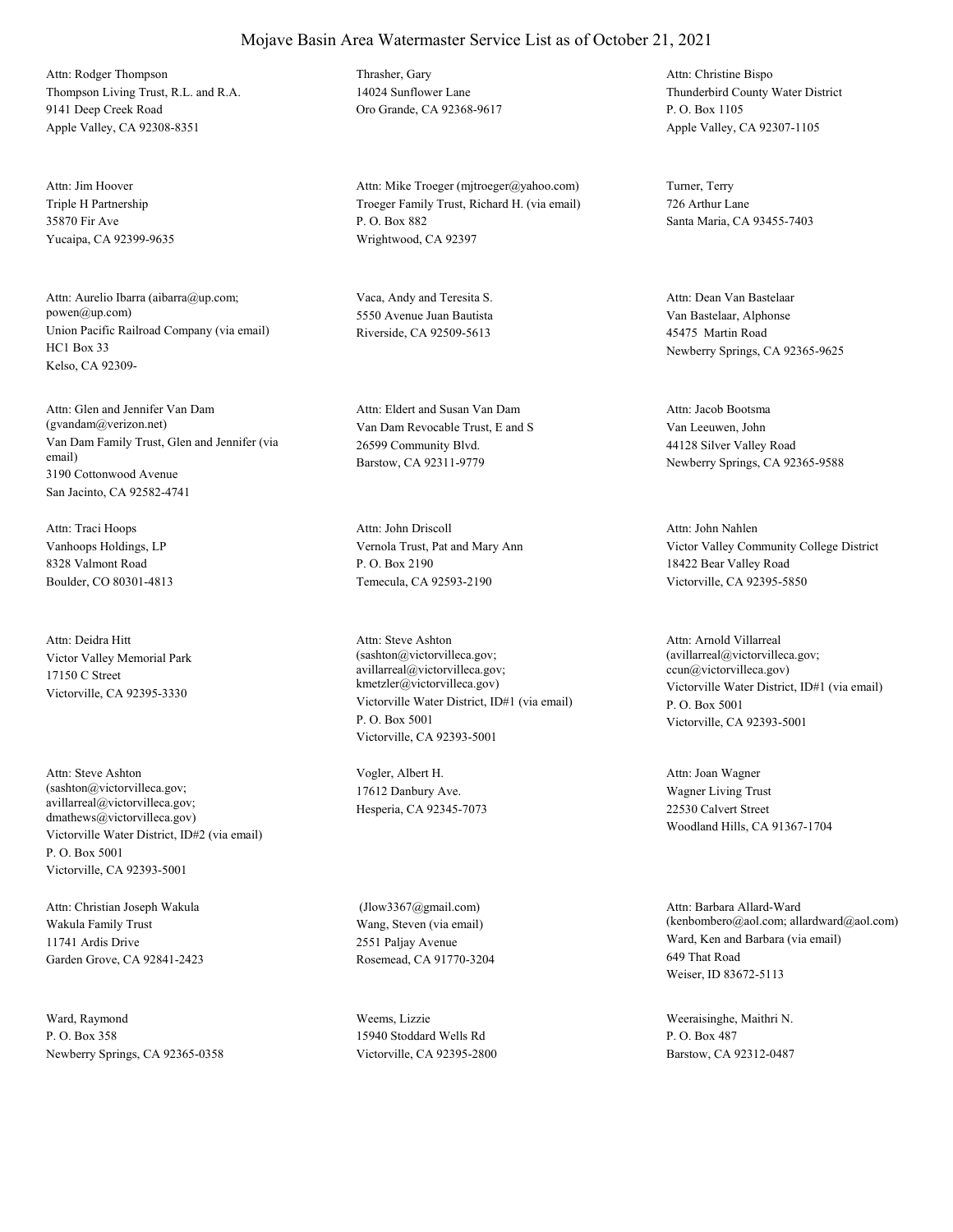# Mojave Basin Area Watermaster Service List as of October 21, 2021

Attn: Rodger Thompson
Thompson Living Trust, R.L. and R.A.
9141 Deep Creek Road
Apple Valley, CA 92308-8351

Thrasher, Gary
14024 Sunflower Lane
Oro Grande, CA 92368-9617

Attn: Christine Bispo
Thunderbird County Water District
P. O. Box 1105
Apple Valley, CA 92307-1105

Attn: Jim Hoover
Triple H Partnership
35870 Fir Ave
Yucaipa, CA 92399-9635

Attn: Mike Troeger (mjtroeger@yahoo.com)
Troeger Family Trust, Richard H. (via email)
P. O. Box 882
Wrightwood, CA 92397

Turner, Terry
726 Arthur Lane
Santa Maria, CA 93455-7403

Attn: Aurelio Ibarra (aibarra@up.com; powen@up.com)
Union Pacific Railroad Company (via email)
HC1 Box 33
Kelso, CA 92309-

Vaca, Andy and Teresita S.
5550 Avenue Juan Bautista
Riverside, CA 92509-5613

Attn: Dean Van Bastelaar
Van Bastelaar, Alphonse
45475 Martin Road
Newberry Springs, CA 92365-9625

Attn: Glen and Jennifer Van Dam (gvandam@verizon.net)
Van Dam Family Trust, Glen and Jennifer (via email)
3190 Cottonwood Avenue
San Jacinto, CA 92582-4741

Attn: Eldert and Susan Van Dam
Van Dam Revocable Trust, E and S
26599 Community Blvd.
Barstow, CA 92311-9779

Attn: Jacob Bootsma
Van Leeuwen, John
44128 Silver Valley Road
Newberry Springs, CA 92365-9588

Attn: Traci Hoops
Vanhoops Holdings, LP
8328 Valmont Road
Boulder, CO 80301-4813

Attn: John Driscoll
Vernola Trust, Pat and Mary Ann
P. O. Box 2190
Temecula, CA 92593-2190

Attn: John Nahlen
Victor Valley Community College District
18422 Bear Valley Road
Victorville, CA 92395-5850

Attn: Deidra Hitt
Victor Valley Memorial Park
17150 C Street
Victorville, CA 92395-3330

Attn: Steve Ashton (sashton@victorvilleca.gov; avillarreal@victorvilleca.gov; kmetzler@victorvilleca.gov)
Victorville Water District, ID#1 (via email)
P. O. Box 5001
Victorville, CA 92393-5001

Attn: Arnold Villarreal (avillarreal@victorvilleca.gov; ccun@victorvilleca.gov)
Victorville Water District, ID#1 (via email)
P. O. Box 5001
Victorville, CA 92393-5001

Attn: Steve Ashton (sashton@victorvilleca.gov; avillarreal@victorvilleca.gov; dmathews@victorvilleca.gov)
Victorville Water District, ID#2 (via email)
P. O. Box 5001
Victorville, CA 92393-5001

Vogler, Albert H.
17612 Danbury Ave.
Hesperia, CA 92345-7073

Attn: Joan Wagner
Wagner Living Trust
22530 Calvert Street
Woodland Hills, CA 91367-1704

Attn: Christian Joseph Wakula
Wakula Family Trust
11741 Ardis Drive
Garden Grove, CA 92841-2423

(Jlow3367@gmail.com)
Wang, Steven (via email)
2551 Paljay Avenue
Rosemead, CA 91770-3204

Attn: Barbara Allard-Ward (kenbombero@aol.com; allardward@aol.com)
Ward, Ken and Barbara (via email)
649 That Road
Weiser, ID 83672-5113

Ward, Raymond
P. O. Box 358
Newberry Springs, CA 92365-0358

Weems, Lizzie
15940 Stoddard Wells Rd
Victorville, CA 92395-2800

Weeraisinghe, Maithri N.
P. O. Box 487
Barstow, CA 92312-0487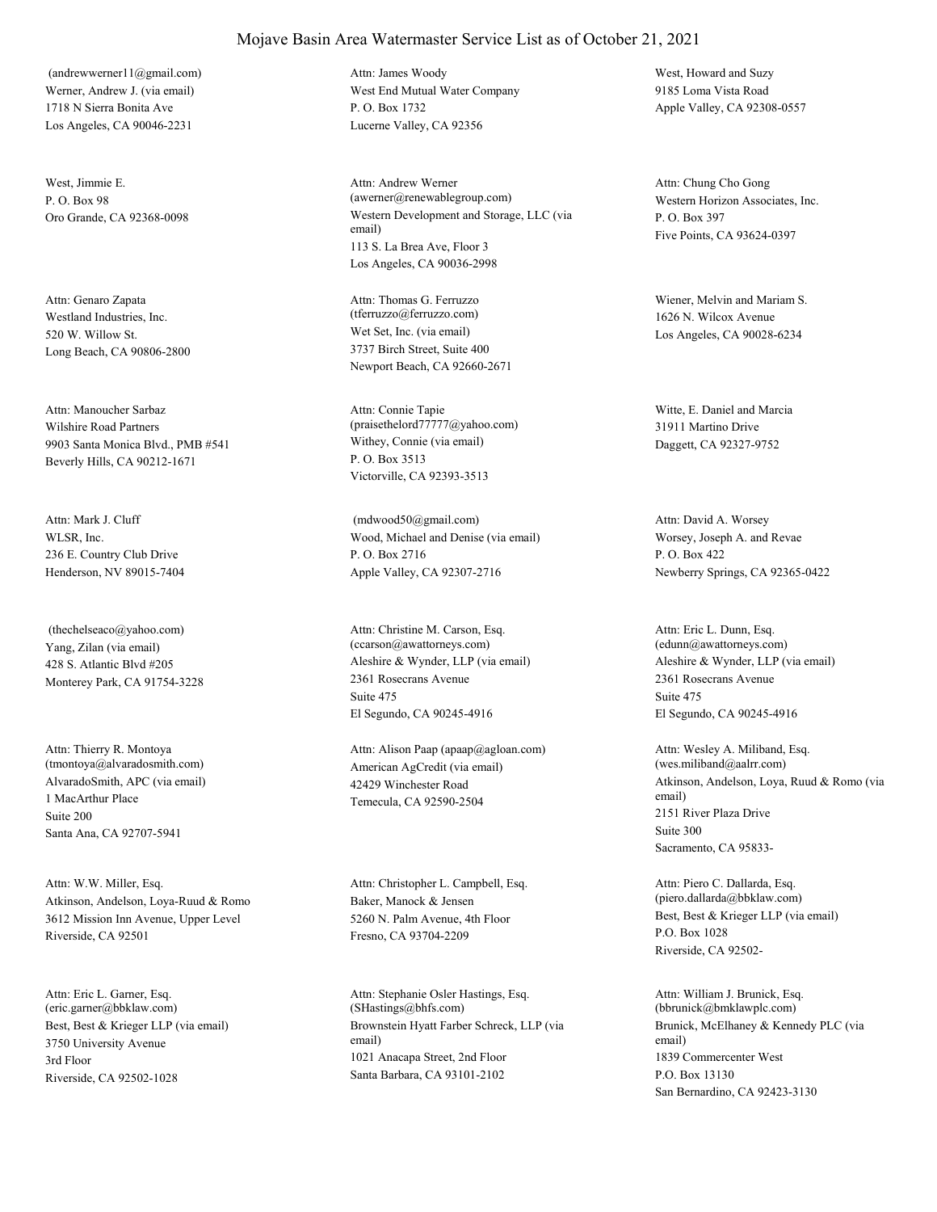# Mojave Basin Area Watermaster Service List as of October 21, 2021

(andrewwerner11@gmail.com)
Werner, Andrew J. (via email)
1718 N Sierra Bonita Ave
Los Angeles, CA 90046-2231

Attn: James Woody
West End Mutual Water Company
P. O. Box 1732
Lucerne Valley, CA 92356

West, Howard and Suzy
9185 Loma Vista Road
Apple Valley, CA 92308-0557

West, Jimmie E.
P. O. Box 98
Oro Grande, CA 92368-0098

Attn: Andrew Werner
(awerner@renewablegroup.com)
Western Development and Storage, LLC (via email)
113 S. La Brea Ave, Floor 3
Los Angeles, CA 90036-2998

Attn: Chung Cho Gong
Western Horizon Associates, Inc.
P. O. Box 397
Five Points, CA 93624-0397

Attn: Genaro Zapata
Westland Industries, Inc.
520 W. Willow St.
Long Beach, CA 90806-2800

Attn: Thomas G. Ferruzzo
(tferruzzo@ferruzzo.com)
Wet Set, Inc. (via email)
3737 Birch Street, Suite 400
Newport Beach, CA 92660-2671

Wiener, Melvin and Mariam S.
1626 N. Wilcox Avenue
Los Angeles, CA 90028-6234

Attn: Manoucher Sarbaz
Wilshire Road Partners
9903 Santa Monica Blvd., PMB #541
Beverly Hills, CA 90212-1671

Attn: Connie Tapie
(praisethelord77777@yahoo.com)
Withey, Connie (via email)
P. O. Box 3513
Victorville, CA 92393-3513

Witte, E. Daniel and Marcia
31911 Martino Drive
Daggett, CA 92327-9752

Attn: Mark J. Cluff
WLSR, Inc.
236 E. Country Club Drive
Henderson, NV 89015-7404

(mdwood50@gmail.com)
Wood, Michael and Denise (via email)
P. O. Box 2716
Apple Valley, CA 92307-2716

Attn: David A. Worsey
Worsey, Joseph A. and Revae
P. O. Box 422
Newberry Springs, CA 92365-0422

(thechelseaco@yahoo.com)
Yang, Zilan (via email)
428 S. Atlantic Blvd #205
Monterey Park, CA 91754-3228

Attn: Christine M. Carson, Esq.
(ccarson@awattorneys.com)
Aleshire & Wynder, LLP (via email)
2361 Rosecrans Avenue
Suite 475
El Segundo, CA 90245-4916

Attn: Eric L. Dunn, Esq.
(edunn@awattorneys.com)
Aleshire & Wynder, LLP (via email)
2361 Rosecrans Avenue
Suite 475
El Segundo, CA 90245-4916

Attn: Thierry R. Montoya
(tmontoya@alvaradosmith.com)
AlvaradoSmith, APC (via email)
1 MacArthur Place
Suite 200
Santa Ana, CA 92707-5941

Attn: Alison Paap (apaap@agloan.com)
American AgCredit (via email)
42429 Winchester Road
Temecula, CA 92590-2504

Attn: Wesley A. Miliband, Esq.
(wes.miliband@aalrr.com)
Atkinson, Andelson, Loya, Ruud & Romo (via email)
2151 River Plaza Drive
Suite 300
Sacramento, CA 95833-

Attn: W.W. Miller, Esq.
Atkinson, Andelson, Loya-Ruud & Romo
3612 Mission Inn Avenue, Upper Level
Riverside, CA 92501

Attn: Christopher L. Campbell, Esq.
Baker, Manock & Jensen
5260 N. Palm Avenue, 4th Floor
Fresno, CA 93704-2209

Attn: Piero C. Dallarda, Esq.
(piero.dallarda@bbklaw.com)
Best, Best & Krieger LLP (via email)
P.O. Box 1028
Riverside, CA 92502-

Attn: Eric L. Garner, Esq.
(eric.garner@bbklaw.com)
Best, Best & Krieger LLP (via email)
3750 University Avenue
3rd Floor
Riverside, CA 92502-1028

Attn: Stephanie Osler Hastings, Esq.
(SHastings@bhfs.com)
Brownstein Hyatt Farber Schreck, LLP (via email)
1021 Anacapa Street, 2nd Floor
Santa Barbara, CA 93101-2102

Attn: William J. Brunick, Esq.
(bbrunick@bmklawplc.com)
Brunick, McElhaney & Kennedy PLC (via email)
1839 Commercenter West
P.O. Box 13130
San Bernardino, CA 92423-3130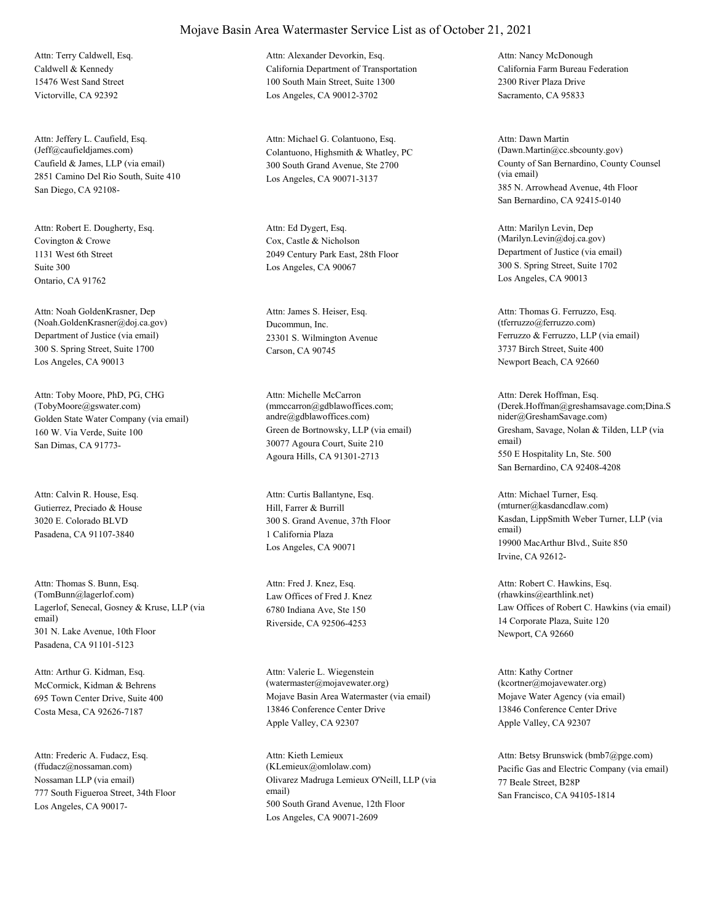# Mojave Basin Area Watermaster Service List as of October 21, 2021

Attn: Terry Caldwell, Esq.
Caldwell & Kennedy
15476 West Sand Street
Victorville, CA 92392

Attn: Alexander Devorkin, Esq.
California Department of Transportation
100 South Main Street, Suite 1300
Los Angeles, CA 90012-3702

Attn: Nancy McDonough
California Farm Bureau Federation
2300 River Plaza Drive
Sacramento, CA 95833

Attn: Jeffery L. Caufield, Esq.
(Jeff@caufieldjames.com)
Caufield & James, LLP (via email)
2851 Camino Del Rio South, Suite 410
San Diego, CA 92108-

Attn: Michael G. Colantuono, Esq.
Colantuono, Highsmith & Whatley, PC
300 South Grand Avenue, Ste 2700
Los Angeles, CA 90071-3137

Attn: Dawn Martin
(Dawn.Martin@cc.sbcounty.gov)
County of San Bernardino, County Counsel (via email)
385 N. Arrowhead Avenue, 4th Floor
San Bernardino, CA 92415-0140

Attn: Robert E. Dougherty, Esq.
Covington & Crowe
1131 West 6th Street
Suite 300
Ontario, CA 91762

Attn: Ed Dygert, Esq.
Cox, Castle & Nicholson
2049 Century Park East, 28th Floor
Los Angeles, CA 90067

Attn: Marilyn Levin, Dep
(Marilyn.Levin@doj.ca.gov)
Department of Justice (via email)
300 S. Spring Street, Suite 1702
Los Angeles, CA 90013

Attn: Noah GoldenKrasner, Dep
(Noah.GoldenKrasner@doj.ca.gov)
Department of Justice (via email)
300 S. Spring Street, Suite 1700
Los Angeles, CA 90013

Attn: James S. Heiser, Esq.
Ducommun, Inc.
23301 S. Wilmington Avenue
Carson, CA 90745

Attn: Thomas G. Ferruzzo, Esq.
(tferruzzo@ferruzzo.com)
Ferruzzo & Ferruzzo, LLP (via email)
3737 Birch Street, Suite 400
Newport Beach, CA 92660

Attn: Toby Moore, PhD, PG, CHG
(TobyMoore@gswater.com)
Golden State Water Company (via email)
160 W. Via Verde, Suite 100
San Dimas, CA 91773-

Attn: Michelle McCarron
(mmccarron@gdblawoffices.com; andre@gdblawoffices.com)
Green de Bortnowsky, LLP (via email)
30077 Agoura Court, Suite 210
Agoura Hills, CA 91301-2713

Attn: Derek Hoffman, Esq.
(Derek.Hoffman@greshamsavage.com;Dina.Snider@GreshamSavage.com)
Gresham, Savage, Nolan & Tilden, LLP (via email)
550 E Hospitality Ln, Ste. 500
San Bernardino, CA 92408-4208

Attn: Calvin R. House, Esq.
Gutierrez, Preciado & House
3020 E. Colorado BLVD
Pasadena, CA 91107-3840

Attn: Curtis Ballantyne, Esq.
Hill, Farrer & Burrill
300 S. Grand Avenue, 37th Floor
1 California Plaza
Los Angeles, CA 90071

Attn: Michael Turner, Esq.
(mturner@kasdancdlaw.com)
Kasdan, LippSmith Weber Turner, LLP (via email)
19900 MacArthur Blvd., Suite 850
Irvine, CA 92612-

Attn: Thomas S. Bunn, Esq.
(TomBunn@lagerlof.com)
Lagerlof, Senecal, Gosney & Kruse, LLP (via email)
301 N. Lake Avenue, 10th Floor
Pasadena, CA 91101-5123

Attn: Fred J. Knez, Esq.
Law Offices of Fred J. Knez
6780 Indiana Ave, Ste 150
Riverside, CA 92506-4253

Attn: Robert C. Hawkins, Esq.
(rhawkins@earthlink.net)
Law Offices of Robert C. Hawkins (via email)
14 Corporate Plaza, Suite 120
Newport, CA 92660

Attn: Arthur G. Kidman, Esq.
McCormick, Kidman & Behrens
695 Town Center Drive, Suite 400
Costa Mesa, CA 92626-7187

Attn: Valerie L. Wiegenstein
(watermaster@mojavewater.org)
Mojave Basin Area Watermaster (via email)
13846 Conference Center Drive
Apple Valley, CA 92307

Attn: Kathy Cortner
(kcortner@mojavewater.org)
Mojave Water Agency (via email)
13846 Conference Center Drive
Apple Valley, CA 92307

Attn: Frederic A. Fudacz, Esq.
(ffudacz@nossaman.com)
Nossaman LLP (via email)
777 South Figueroa Street, 34th Floor
Los Angeles, CA 90017-

Attn: Kieth Lemieux
(KLemieux@omlolaw.com)
Olivarez Madruga Lemieux O'Neill, LLP (via email)
500 South Grand Avenue, 12th Floor
Los Angeles, CA 90071-2609

Attn: Betsy Brunswick (bmb7@pge.com)
Pacific Gas and Electric Company (via email)
77 Beale Street, B28P
San Francisco, CA 94105-1814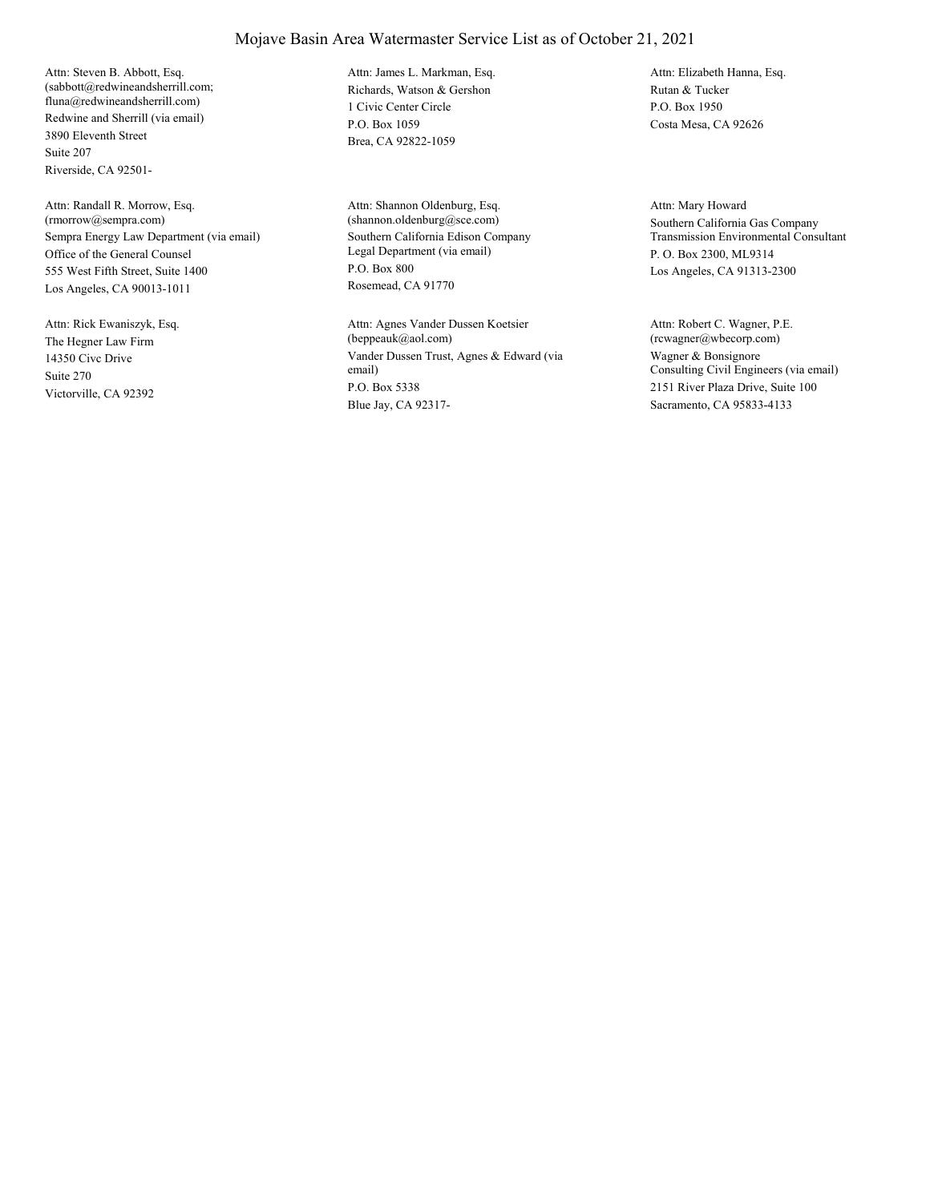Mojave Basin Area Watermaster Service List as of October 21, 2021

Attn: Steven B. Abbott, Esq.
(sabbott@redwineandsherrill.com;
fluna@redwineandsherrill.com)
Redwine and Sherrill (via email)
3890 Eleventh Street
Suite 207
Riverside, CA 92501-

Attn: James L. Markman, Esq.
Richards, Watson & Gershon
1 Civic Center Circle
P.O. Box 1059
Brea, CA 92822-1059

Attn: Elizabeth Hanna, Esq.
Rutan & Tucker
P.O. Box 1950
Costa Mesa, CA 92626

Attn: Randall R. Morrow, Esq.
(rmorrow@sempra.com)
Sempra Energy Law Department (via email)
Office of the General Counsel
555 West Fifth Street, Suite 1400
Los Angeles, CA 90013-1011

Attn: Shannon Oldenburg, Esq.
(shannon.oldenburg@sce.com)
Southern California Edison Company
Legal Department (via email)
P.O. Box 800
Rosemead, CA 91770

Attn: Mary Howard
Southern California Gas Company
Transmission Environmental Consultant
P. O. Box 2300, ML9314
Los Angeles, CA 91313-2300

Attn: Rick Ewaniszyk, Esq.
The Hegner Law Firm
14350 Civc Drive
Suite 270
Victorville, CA 92392

Attn: Agnes Vander Dussen Koetsier
(beppeauk@aol.com)
Vander Dussen Trust, Agnes & Edward (via email)
P.O. Box 5338
Blue Jay, CA 92317-

Attn: Robert C. Wagner, P.E.
(rcwagner@wbecorp.com)
Wagner & Bonsignore
Consulting Civil Engineers (via email)
2151 River Plaza Drive, Suite 100
Sacramento, CA 95833-4133